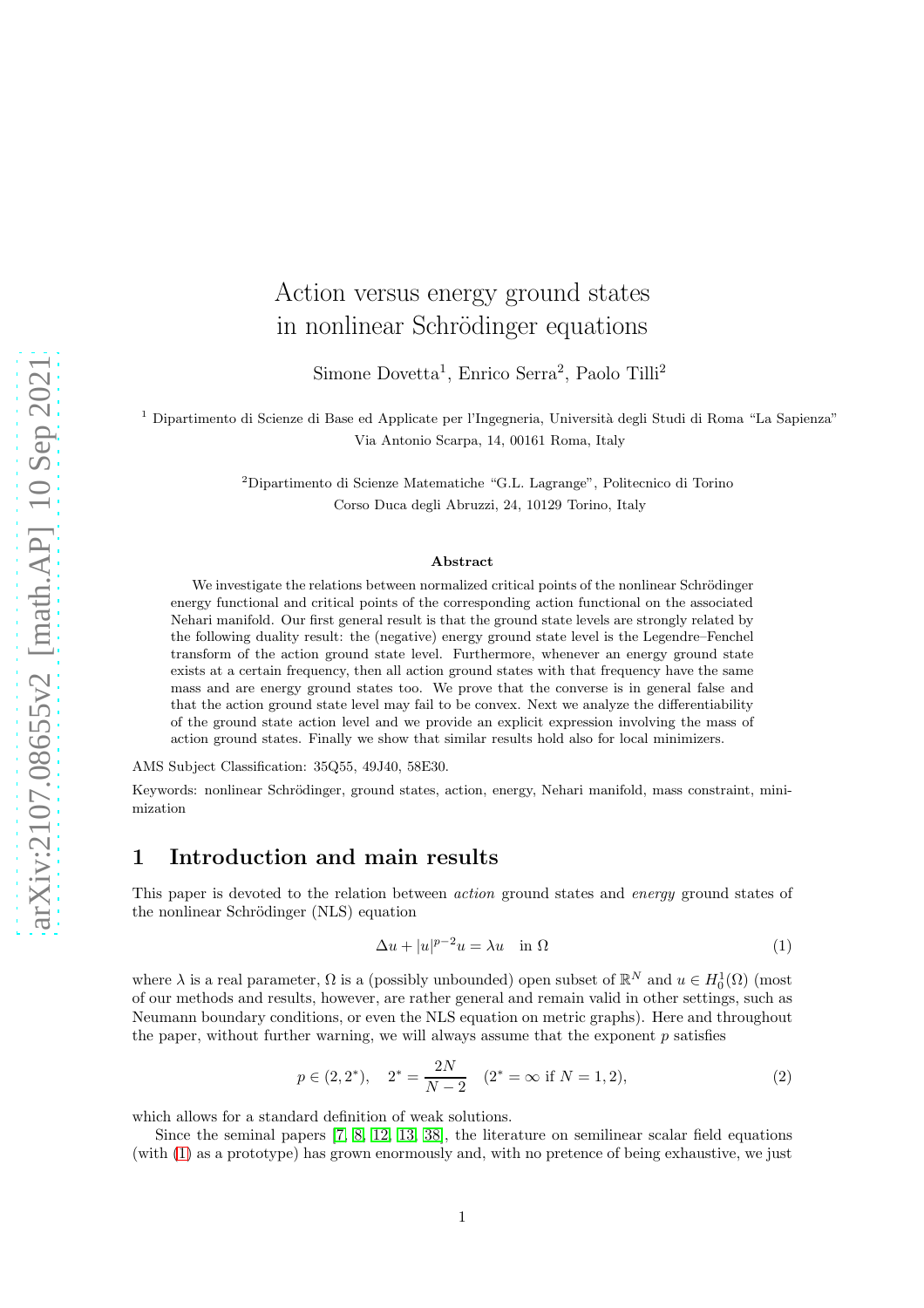# Action versus energy ground states in nonlinear Schrödinger equations

Simone Dovetta[1], Enrico Serra[2], Paolo Tilli[2]

[1] Dipartimento di Scienze di Base ed Applicate per l'Ingegneria, Università degli Studi di Roma "La Sapienza" Via Antonio Scarpa, 14, 00161 Roma, Italy

[2] Dipartimento di Scienze Matematiche "G.L. Lagrange", Politecnico di Torino Corso Duca degli Abruzzi, 24, 10129 Torino, Italy

**Abstract**

We investigate the relations between normalized critical points of the nonlinear Schrödinger energy functional and critical points of the corresponding action functional on the associated Nehari manifold. Our first general result is that the ground state levels are strongly related by the following duality result: the (negative) energy ground state level is the Legendre–Fenchel transform of the action ground state level. Furthermore, whenever an energy ground state exists at a certain frequency, then all action ground states with that frequency have the same mass and are energy ground states too. We prove that the converse is in general false and that the action ground state level may fail to be convex. Next we analyze the differentiability of the ground state action level and we provide an explicit expression involving the mass of action ground states. Finally we show that similar results hold also for local minimizers.

AMS Subject Classification: 35Q55, 49J40, 58E30.

Keywords: nonlinear Schrödinger, ground states, action, energy, Nehari manifold, mass constraint, minimization

## 1 Introduction and main results

This paper is devoted to the relation between *action* ground states and *energy* ground states of the nonlinear Schrödinger (NLS) equation

$$\Delta u + |u|^{p-2}u = \lambda u \quad \text{in } \Omega \tag{1}$$

where $\lambda$ is a real parameter, $\Omega$ is a (possibly unbounded) open subset of $\mathbb{R}^N$ and $u \in H_0^1(\Omega)$ (most of our methods and results, however, are rather general and remain valid in other settings, such as Neumann boundary conditions, or even the NLS equation on metric graphs). Here and throughout the paper, without further warning, we will always assume that the exponent $p$ satisfies

$$p \in (2, 2^*), \quad 2^* = \frac{2N}{N-2} \quad (2^* = \infty \text{ if } N = 1, 2), \tag{2}$$

which allows for a standard definition of weak solutions.

Since the seminal papers [7, 8, 12, 13, 38], the literature on semilinear scalar field equations (with (1) as a prototype) has grown enormously and, with no pretence of being exhaustive, we just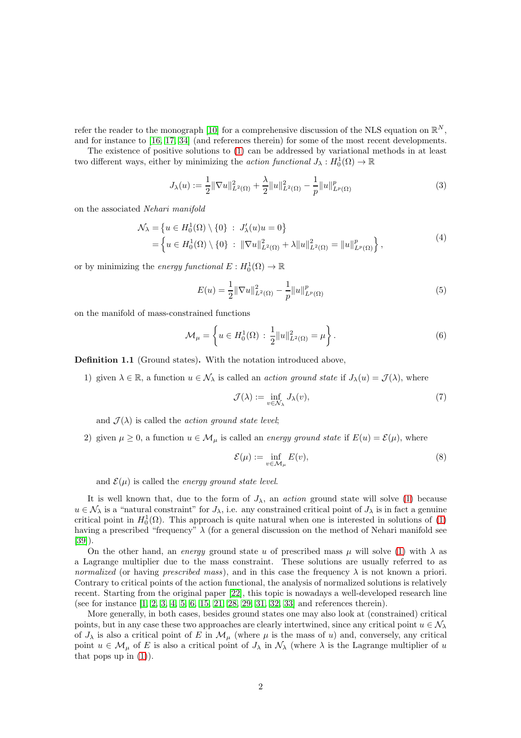refer the reader to the monograph [10] for a comprehensive discussion of the NLS equation on $\mathbb{R}^N$, and for instance to [16, 17, 34] (and references therein) for some of the most recent developments.

The existence of positive solutions to (1) can be addressed by variational methods in at least two different ways, either by minimizing the *action functional* $J_\lambda : H_0^1(\Omega) \to \mathbb{R}$

$$J_\lambda(u) := \frac{1}{2}\|\nabla u\|^2_{L^2(\Omega)} + \frac{\lambda}{2}\|u\|^2_{L^2(\Omega)} - \frac{1}{p}\|u\|^p_{L^p(\Omega)} \tag{3}$$

on the associated *Nehari manifold*

$$\begin{aligned}\mathcal{N}_\lambda &= \left\{u \in H_0^1(\Omega) \setminus \{0\} \,:\, J'_\lambda(u)u = 0\right\} \\ &= \left\{u \in H_0^1(\Omega) \setminus \{0\} \,:\, \|\nabla u\|^2_{L^2(\Omega)} + \lambda\|u\|^2_{L^2(\Omega)} = \|u\|^p_{L^p(\Omega)}\right\},\end{aligned} \tag{4}$$

or by minimizing the *energy functional* $E : H_0^1(\Omega) \to \mathbb{R}$

$$E(u) = \frac{1}{2}\|\nabla u\|^2_{L^2(\Omega)} - \frac{1}{p}\|u\|^p_{L^p(\Omega)} \tag{5}$$

on the manifold of mass-constrained functions

$$\mathcal{M}_\mu = \left\{u \in H_0^1(\Omega) \,:\, \frac{1}{2}\|u\|^2_{L^2(\Omega)} = \mu\right\}. \tag{6}$$

**Definition 1.1** (Ground states)**.** With the notation introduced above,

1) given $\lambda \in \mathbb{R}$, a function $u \in \mathcal{N}_\lambda$ is called an *action ground state* if $J_\lambda(u) = \mathcal{J}(\lambda)$, where

$$\mathcal{J}(\lambda) := \inf_{v \in \mathcal{N}_\lambda} J_\lambda(v), \tag{7}$$

and $\mathcal{J}(\lambda)$ is called the *action ground state level*;

2) given $\mu \geq 0$, a function $u \in \mathcal{M}_\mu$ is called an *energy ground state* if $E(u) = \mathcal{E}(\mu)$, where

$$\mathcal{E}(\mu) := \inf_{v \in \mathcal{M}_\mu} E(v), \tag{8}$$

and $\mathcal{E}(\mu)$ is called the *energy ground state level*.

It is well known that, due to the form of $J_\lambda$, an *action* ground state will solve (1) because $u \in \mathcal{N}_\lambda$ is a "natural constraint" for $J_\lambda$, i.e. any constrained critical point of $J_\lambda$ is in fact a genuine critical point in $H_0^1(\Omega)$. This approach is quite natural when one is interested in solutions of (1) having a prescribed "frequency" $\lambda$ (for a general discussion on the method of Nehari manifold see [39]).

On the other hand, an *energy* ground state $u$ of prescribed mass $\mu$ will solve (1) with $\lambda$ as a Lagrange multiplier due to the mass constraint. These solutions are usually referred to as *normalized* (or having *prescribed mass*), and in this case the frequency $\lambda$ is not known a priori. Contrary to critical points of the action functional, the analysis of normalized solutions is relatively recent. Starting from the original paper [22], this topic is nowadays a well-developed research line (see for instance [1, 2, 3, 4, 5, 6, 15, 21, 28, 29, 31, 32, 33] and references therein).

More generally, in both cases, besides ground states one may also look at (constrained) critical points, but in any case these two approaches are clearly intertwined, since any critical point $u \in \mathcal{N}_\lambda$ of $J_\lambda$ is also a critical point of $E$ in $\mathcal{M}_\mu$ (where $\mu$ is the mass of $u$) and, conversely, any critical point $u \in \mathcal{M}_\mu$ of $E$ is also a critical point of $J_\lambda$ in $\mathcal{N}_\lambda$ (where $\lambda$ is the Lagrange multiplier of $u$ that pops up in (1)).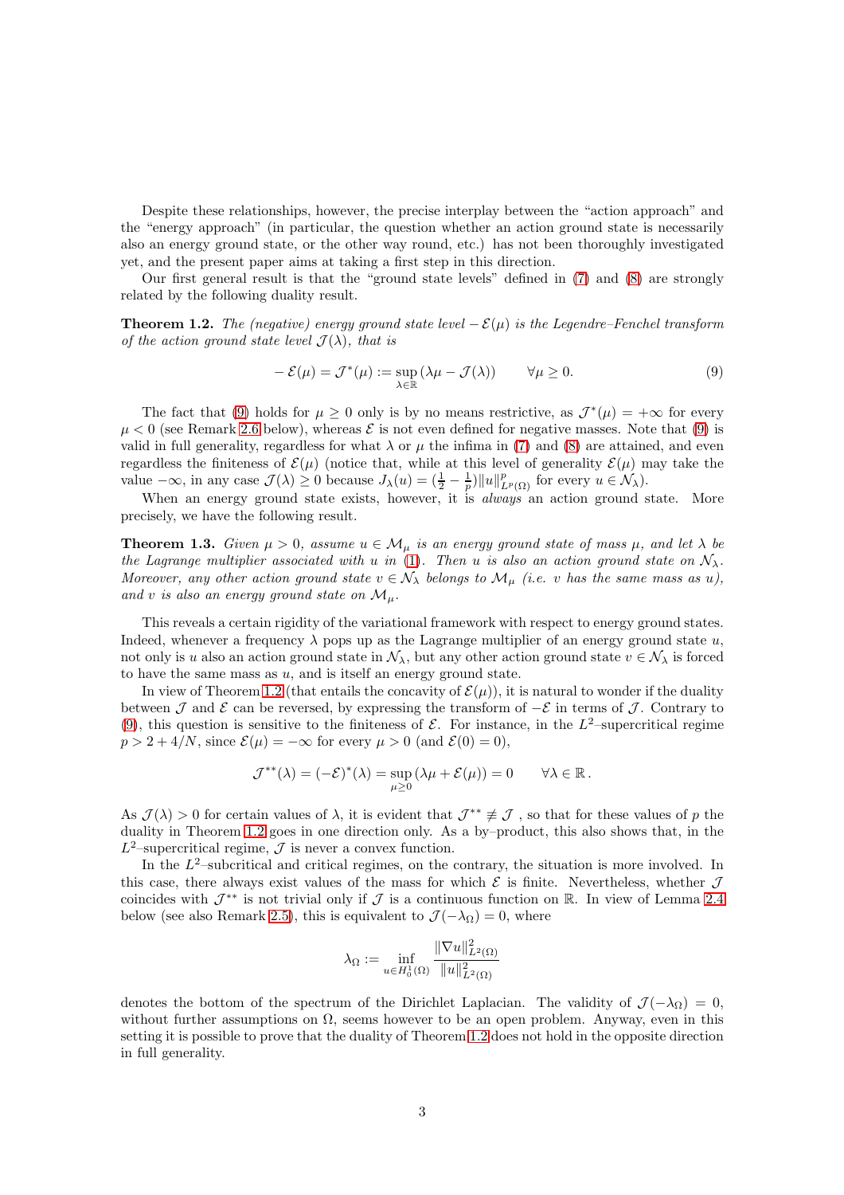Despite these relationships, however, the precise interplay between the "action approach" and the "energy approach" (in particular, the question whether an action ground state is necessarily also an energy ground state, or the other way round, etc.) has not been thoroughly investigated yet, and the present paper aims at taking a first step in this direction.

Our first general result is that the "ground state levels" defined in (7) and (8) are strongly related by the following duality result.

**Theorem 1.2.** *The (negative) energy ground state level $-\mathcal{E}(\mu)$ is the Legendre–Fenchel transform of the action ground state level $\mathcal{J}(\lambda)$, that is*

$$-\mathcal{E}(\mu) = \mathcal{J}^*(\mu) := \sup_{\lambda\in\mathbb{R}} (\lambda\mu - \mathcal{J}(\lambda)) \qquad \forall \mu \geq 0. \tag{9}$$

The fact that (9) holds for $\mu \geq 0$ only is by no means restrictive, as $\mathcal{J}^*(\mu) = +\infty$ for every $\mu < 0$ (see Remark 2.6 below), whereas $\mathcal{E}$ is not even defined for negative masses. Note that (9) is valid in full generality, regardless for what $\lambda$ or $\mu$ the infima in (7) and (8) are attained, and even regardless the finiteness of $\mathcal{E}(\mu)$ (notice that, while at this level of generality $\mathcal{E}(\mu)$ may take the value $-\infty$, in any case $\mathcal{J}(\lambda) \geq 0$ because $J_\lambda(u) = (\frac{1}{2} - \frac{1}{p})\|u\|^p_{L^p(\Omega)}$ for every $u \in \mathcal{N}_\lambda$).

When an energy ground state exists, however, it is *always* an action ground state. More precisely, we have the following result.

**Theorem 1.3.** *Given $\mu > 0$, assume $u \in \mathcal{M}_\mu$ is an energy ground state of mass $\mu$, and let $\lambda$ be the Lagrange multiplier associated with $u$ in (1). Then $u$ is also an action ground state on $\mathcal{N}_\lambda$. Moreover, any other action ground state $v \in \mathcal{N}_\lambda$ belongs to $\mathcal{M}_\mu$ (i.e. $v$ has the same mass as $u$), and $v$ is also an energy ground state on $\mathcal{M}_\mu$.*

This reveals a certain rigidity of the variational framework with respect to energy ground states. Indeed, whenever a frequency $\lambda$ pops up as the Lagrange multiplier of an energy ground state $u$, not only is $u$ also an action ground state in $\mathcal{N}_\lambda$, but any other action ground state $v \in \mathcal{N}_\lambda$ is forced to have the same mass as $u$, and is itself an energy ground state.

In view of Theorem 1.2 (that entails the concavity of $\mathcal{E}(\mu)$), it is natural to wonder if the duality between $\mathcal{J}$ and $\mathcal{E}$ can be reversed, by expressing the transform of $-\mathcal{E}$ in terms of $\mathcal{J}$. Contrary to (9), this question is sensitive to the finiteness of $\mathcal{E}$. For instance, in the $L^2$–supercritical regime $p > 2 + 4/N$, since $\mathcal{E}(\mu) = -\infty$ for every $\mu > 0$ (and $\mathcal{E}(0) = 0$),

$$\mathcal{J}^{**}(\lambda) = (-\mathcal{E})^*(\lambda) = \sup_{\mu\geq 0} (\lambda\mu + \mathcal{E}(\mu)) = 0 \qquad \forall \lambda \in \mathbb{R}\,.$$

As $\mathcal{J}(\lambda) > 0$ for certain values of $\lambda$, it is evident that $\mathcal{J}^{**} \not\equiv \mathcal{J}$ , so that for these values of $p$ the duality in Theorem 1.2 goes in one direction only. As a by–product, this also shows that, in the $L^2$–supercritical regime, $\mathcal{J}$ is never a convex function.

In the $L^2$–subcritical and critical regimes, on the contrary, the situation is more involved. In this case, there always exist values of the mass for which $\mathcal{E}$ is finite. Nevertheless, whether $\mathcal{J}$ coincides with $\mathcal{J}^{**}$ is not trivial only if $\mathcal{J}$ is a continuous function on $\mathbb{R}$. In view of Lemma 2.4 below (see also Remark 2.5), this is equivalent to $\mathcal{J}(-\lambda_\Omega) = 0$, where

$$\lambda_\Omega := \inf_{u\in H^1_0(\Omega)} \frac{\|\nabla u\|^2_{L^2(\Omega)}}{\|u\|^2_{L^2(\Omega)}}$$

denotes the bottom of the spectrum of the Dirichlet Laplacian. The validity of $\mathcal{J}(-\lambda_\Omega) = 0$, without further assumptions on $\Omega$, seems however to be an open problem. Anyway, even in this setting it is possible to prove that the duality of Theorem 1.2 does not hold in the opposite direction in full generality.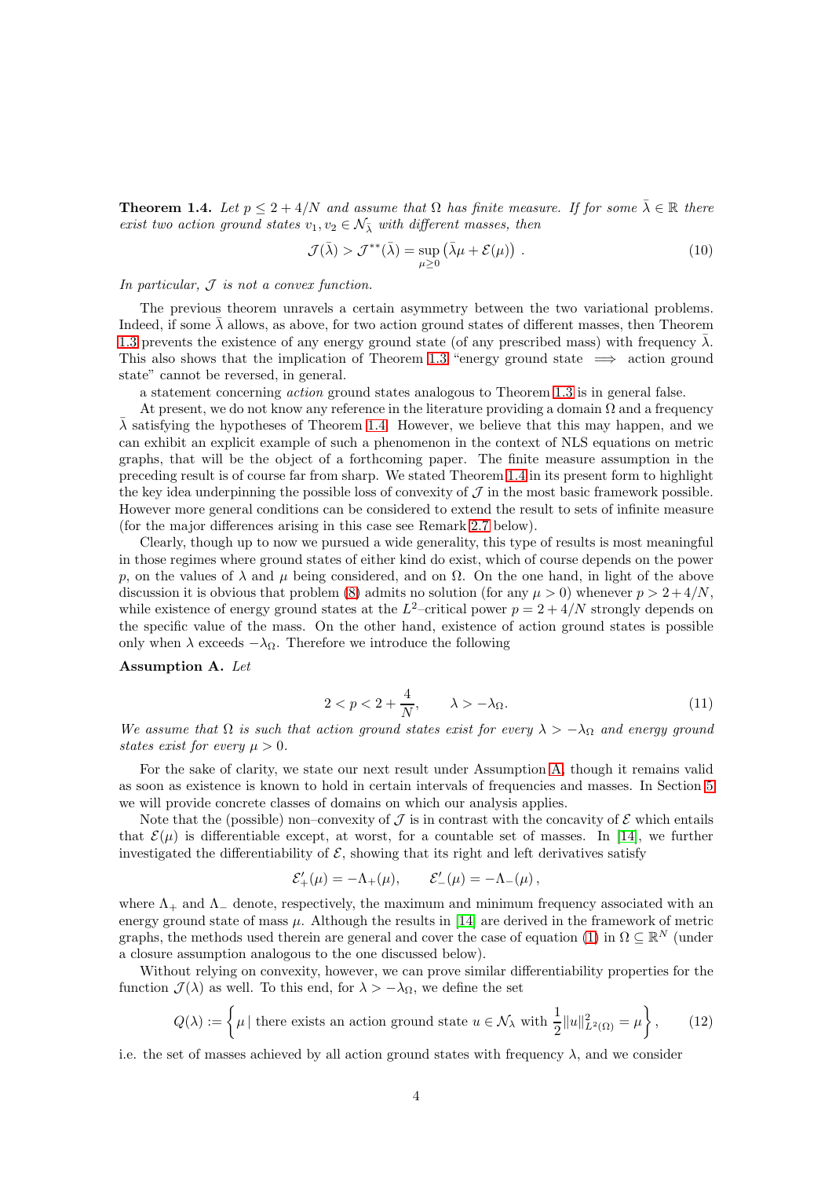**Theorem 1.4.** *Let $p \leq 2+4/N$ and assume that $\Omega$ has finite measure. If for some $\bar{\lambda} \in \mathbb{R}$ there exist two action ground states $v_1, v_2 \in \mathcal{N}_{\bar{\lambda}}$ with different masses, then*

$$\mathcal{J}(\bar{\lambda}) > \mathcal{J}^{**}(\bar{\lambda}) = \sup_{\mu \geq 0} \left(\bar{\lambda}\mu + \mathcal{E}(\mu)\right) . \tag{10}$$

*In particular, $\mathcal{J}$ is not a convex function.*

The previous theorem unravels a certain asymmetry between the two variational problems. Indeed, if some $\bar{\lambda}$ allows, as above, for two action ground states of different masses, then Theorem 1.3 prevents the existence of any energy ground state (of any prescribed mass) with frequency $\bar{\lambda}$. This also shows that the implication of Theorem 1.3 "energy ground state $\implies$ action ground state" cannot be reversed, in general.

a statement concerning *action* ground states analogous to Theorem 1.3 is in general false.

At present, we do not know any reference in the literature providing a domain $\Omega$ and a frequency $\bar{\lambda}$ satisfying the hypotheses of Theorem 1.4. However, we believe that this may happen, and we can exhibit an explicit example of such a phenomenon in the context of NLS equations on metric graphs, that will be the object of a forthcoming paper. The finite measure assumption in the preceding result is of course far from sharp. We stated Theorem 1.4 in its present form to highlight the key idea underpinning the possible loss of convexity of $\mathcal{J}$ in the most basic framework possible. However more general conditions can be considered to extend the result to sets of infinite measure (for the major differences arising in this case see Remark 2.7 below).

Clearly, though up to now we pursued a wide generality, this type of results is most meaningful in those regimes where ground states of either kind do exist, which of course depends on the power $p$, on the values of $\lambda$ and $\mu$ being considered, and on $\Omega$. On the one hand, in light of the above discussion it is obvious that problem (8) admits no solution (for any $\mu > 0$) whenever $p > 2+4/N$, while existence of energy ground states at the $L^2$–critical power $p = 2+4/N$ strongly depends on the specific value of the mass. On the other hand, existence of action ground states is possible only when $\lambda$ exceeds $-\lambda_\Omega$. Therefore we introduce the following

**Assumption A.** *Let*

$$2 < p < 2 + \frac{4}{N}, \qquad \lambda > -\lambda_\Omega. \tag{11}$$

*We assume that $\Omega$ is such that action ground states exist for every $\lambda > -\lambda_\Omega$ and energy ground states exist for every $\mu > 0$.*

For the sake of clarity, we state our next result under Assumption A, though it remains valid as soon as existence is known to hold in certain intervals of frequencies and masses. In Section 5 we will provide concrete classes of domains on which our analysis applies.

Note that the (possible) non–convexity of $\mathcal{J}$ is in contrast with the concavity of $\mathcal{E}$ which entails that $\mathcal{E}(\mu)$ is differentiable except, at worst, for a countable set of masses. In [14], we further investigated the differentiability of $\mathcal{E}$, showing that its right and left derivatives satisfy

$$\mathcal{E}'_+(\mu) = -\Lambda_+(\mu), \qquad \mathcal{E}'_-(\mu) = -\Lambda_-(\mu)\,,$$

where $\Lambda_+$ and $\Lambda_-$ denote, respectively, the maximum and minimum frequency associated with an energy ground state of mass $\mu$. Although the results in [14] are derived in the framework of metric graphs, the methods used therein are general and cover the case of equation (1) in $\Omega \subseteq \mathbb{R}^N$ (under a closure assumption analogous to the one discussed below).

Without relying on convexity, however, we can prove similar differentiability properties for the function $\mathcal{J}(\lambda)$ as well. To this end, for $\lambda > -\lambda_\Omega$, we define the set

$$Q(\lambda) := \left\{ \mu \,|\, \text{there exists an action ground state } u \in \mathcal{N}_\lambda \text{ with } \frac{1}{2}\|u\|^2_{L^2(\Omega)} = \mu \right\}, \tag{12}$$

i.e. the set of masses achieved by all action ground states with frequency $\lambda$, and we consider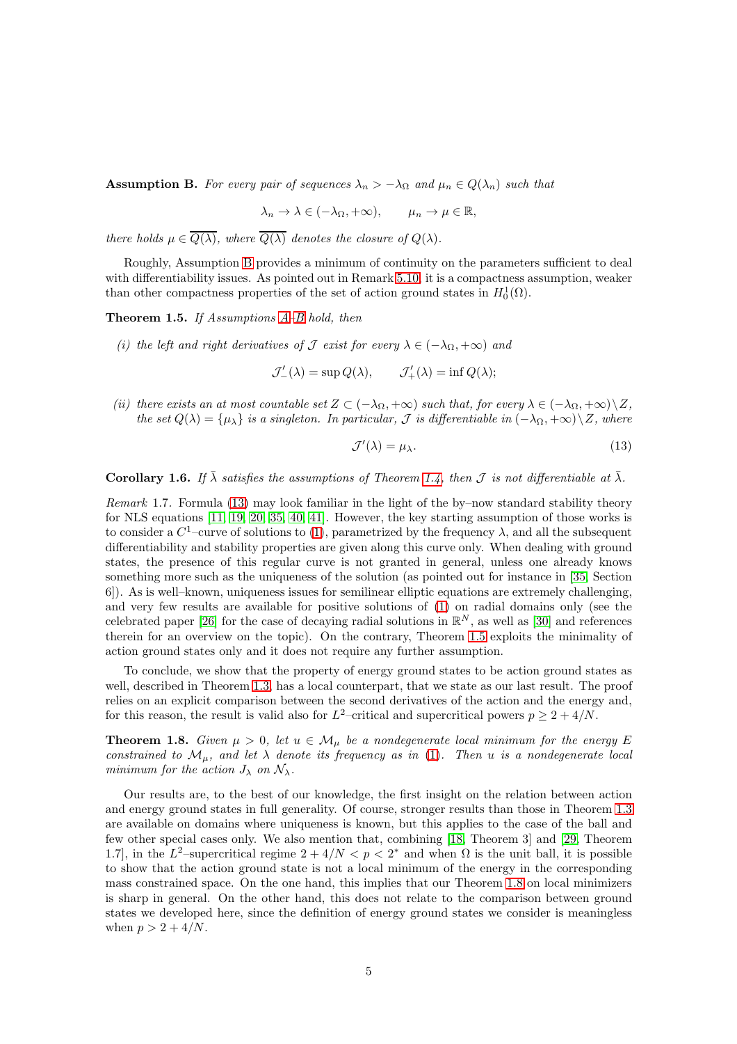**Assumption B.** *For every pair of sequences $\lambda_n > -\lambda_\Omega$ and $\mu_n \in Q(\lambda_n)$ such that*

$$\lambda_n \to \lambda \in (-\lambda_\Omega, +\infty), \qquad \mu_n \to \mu \in \mathbb{R},$$

*there holds $\mu \in \overline{Q(\lambda)}$, where $\overline{Q(\lambda)}$ denotes the closure of $Q(\lambda)$.*

Roughly, Assumption B provides a minimum of continuity on the parameters sufficient to deal with differentiability issues. As pointed out in Remark 5.10, it is a compactness assumption, weaker than other compactness properties of the set of action ground states in $H_0^1(\Omega)$.

**Theorem 1.5.** *If Assumptions A–B hold, then*

*(i) the left and right derivatives of $\mathcal{J}$ exist for every $\lambda \in (-\lambda_\Omega, +\infty)$ and*

$$\mathcal{J}'_-(\lambda) = \sup Q(\lambda), \qquad \mathcal{J}'_+(\lambda) = \inf Q(\lambda);$$

*(ii) there exists an at most countable set $Z \subset (-\lambda_\Omega, +\infty)$ such that, for every $\lambda \in (-\lambda_\Omega, +\infty)\setminus Z$, the set $Q(\lambda) = \{\mu_\lambda\}$ is a singleton. In particular, $\mathcal{J}$ is differentiable in $(-\lambda_\Omega, +\infty)\setminus Z$, where*

$$\mathcal{J}'(\lambda) = \mu_\lambda. \tag{13}$$

**Corollary 1.6.** *If $\bar{\lambda}$ satisfies the assumptions of Theorem 1.4, then $\mathcal{J}$ is not differentiable at $\bar{\lambda}$.*

*Remark* 1.7. Formula (13) may look familiar in the light of the by–now standard stability theory for NLS equations [11, 19, 20, 35, 40, 41]. However, the key starting assumption of those works is to consider a $C^1$–curve of solutions to (1), parametrized by the frequency $\lambda$, and all the subsequent differentiability and stability properties are given along this curve only. When dealing with ground states, the presence of this regular curve is not granted in general, unless one already knows something more such as the uniqueness of the solution (as pointed out for instance in [35, Section 6]). As is well–known, uniqueness issues for semilinear elliptic equations are extremely challenging, and very few results are available for positive solutions of (1) on radial domains only (see the celebrated paper [26] for the case of decaying radial solutions in $\mathbb{R}^N$, as well as [30] and references therein for an overview on the topic). On the contrary, Theorem 1.5 exploits the minimality of action ground states only and it does not require any further assumption.

To conclude, we show that the property of energy ground states to be action ground states as well, described in Theorem 1.3, has a local counterpart, that we state as our last result. The proof relies on an explicit comparison between the second derivatives of the action and the energy and, for this reason, the result is valid also for $L^2$–critical and supercritical powers $p \geq 2 + 4/N$.

**Theorem 1.8.** *Given $\mu > 0$, let $u \in \mathcal{M}_\mu$ be a nondegenerate local minimum for the energy $E$ constrained to $\mathcal{M}_\mu$, and let $\lambda$ denote its frequency as in (1). Then $u$ is a nondegenerate local minimum for the action $J_\lambda$ on $\mathcal{N}_\lambda$.*

Our results are, to the best of our knowledge, the first insight on the relation between action and energy ground states in full generality. Of course, stronger results than those in Theorem 1.3 are available on domains where uniqueness is known, but this applies to the case of the ball and few other special cases only. We also mention that, combining [18, Theorem 3] and [29, Theorem 1.7], in the $L^2$–supercritical regime $2 + 4/N < p < 2^*$ and when $\Omega$ is the unit ball, it is possible to show that the action ground state is not a local minimum of the energy in the corresponding mass constrained space. On the one hand, this implies that our Theorem 1.8 on local minimizers is sharp in general. On the other hand, this does not relate to the comparison between ground states we developed here, since the definition of energy ground states we consider is meaningless when $p > 2 + 4/N$.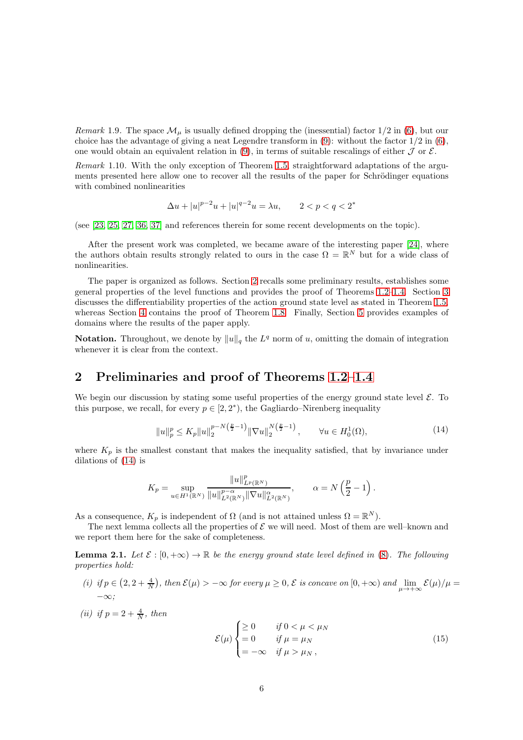*Remark* 1.9. The space $\mathcal{M}_\mu$ is usually defined dropping the (inessential) factor 1/2 in (6), but our choice has the advantage of giving a neat Legendre transform in (9): without the factor 1/2 in (6), one would obtain an equivalent relation in (9), in terms of suitable rescalings of either $\mathcal{J}$ or $\mathcal{E}$.

*Remark* 1.10. With the only exception of Theorem 1.5, straightforward adaptations of the arguments presented here allow one to recover all the results of the paper for Schrödinger equations with combined nonlinearities

$$\Delta u + |u|^{p-2}u + |u|^{q-2}u = \lambda u, \qquad 2 < p < q < 2^*$$

(see [23, 25, 27, 36, 37] and references therein for some recent developments on the topic).

After the present work was completed, we became aware of the interesting paper [24], where the authors obtain results strongly related to ours in the case $\Omega = \mathbb{R}^N$ but for a wide class of nonlinearities.

The paper is organized as follows. Section 2 recalls some preliminary results, establishes some general properties of the level functions and provides the proof of Theorems 1.2–1.4. Section 3 discusses the differentiability properties of the action ground state level as stated in Theorem 1.5, whereas Section 4 contains the proof of Theorem 1.8. Finally, Section 5 provides examples of domains where the results of the paper apply.

**Notation.** Throughout, we denote by $\|u\|_q$ the $L^q$ norm of $u$, omitting the domain of integration whenever it is clear from the context.

## 2 Preliminaries and proof of Theorems 1.2–1.4

We begin our discussion by stating some useful properties of the energy ground state level $\mathcal{E}$. To this purpose, we recall, for every $p \in [2, 2^*)$, the Gagliardo–Nirenberg inequality

$$\|u\|_p^p \le K_p \|u\|_2^{p-N\left(\frac{p}{2}-1\right)} \|\nabla u\|_2^{N\left(\frac{p}{2}-1\right)}, \qquad \forall u \in H_0^1(\Omega), \tag{14}$$

where $K_p$ is the smallest constant that makes the inequality satisfied, that by invariance under dilations of (14) is

$$K_p = \sup_{u \in H^1(\mathbb{R}^N)} \frac{\|u\|_{L^p(\mathbb{R}^N)}^p}{\|u\|_{L^2(\mathbb{R}^N)}^{p-\alpha} \|\nabla u\|_{L^2(\mathbb{R}^N)}^{\alpha}}, \qquad \alpha = N\left(\frac{p}{2} - 1\right).$$

As a consequence, $K_p$ is independent of $\Omega$ (and is not attained unless $\Omega = \mathbb{R}^N$).

The next lemma collects all the properties of $\mathcal{E}$ we will need. Most of them are well–known and we report them here for the sake of completeness.

**Lemma 2.1.** *Let $\mathcal{E} : [0, +\infty) \to \mathbb{R}$ be the energy ground state level defined in (8). The following properties hold:*

*(i) if $p \in \left(2, 2 + \frac{4}{N}\right)$, then $\mathcal{E}(\mu) > -\infty$ for every $\mu \ge 0$, $\mathcal{E}$ is concave on $[0, +\infty)$ and $\lim_{\mu \to +\infty} \mathcal{E}(\mu)/\mu = -\infty$;*

*(ii) if $p = 2 + \frac{4}{N}$, then*

$$\mathcal{E}(\mu) \begin{cases} \ge 0 & \text{if } 0 < \mu < \mu_N \\ = 0 & \text{if } \mu = \mu_N \\ = -\infty & \text{if } \mu > \mu_N\,, \end{cases} \tag{15}$$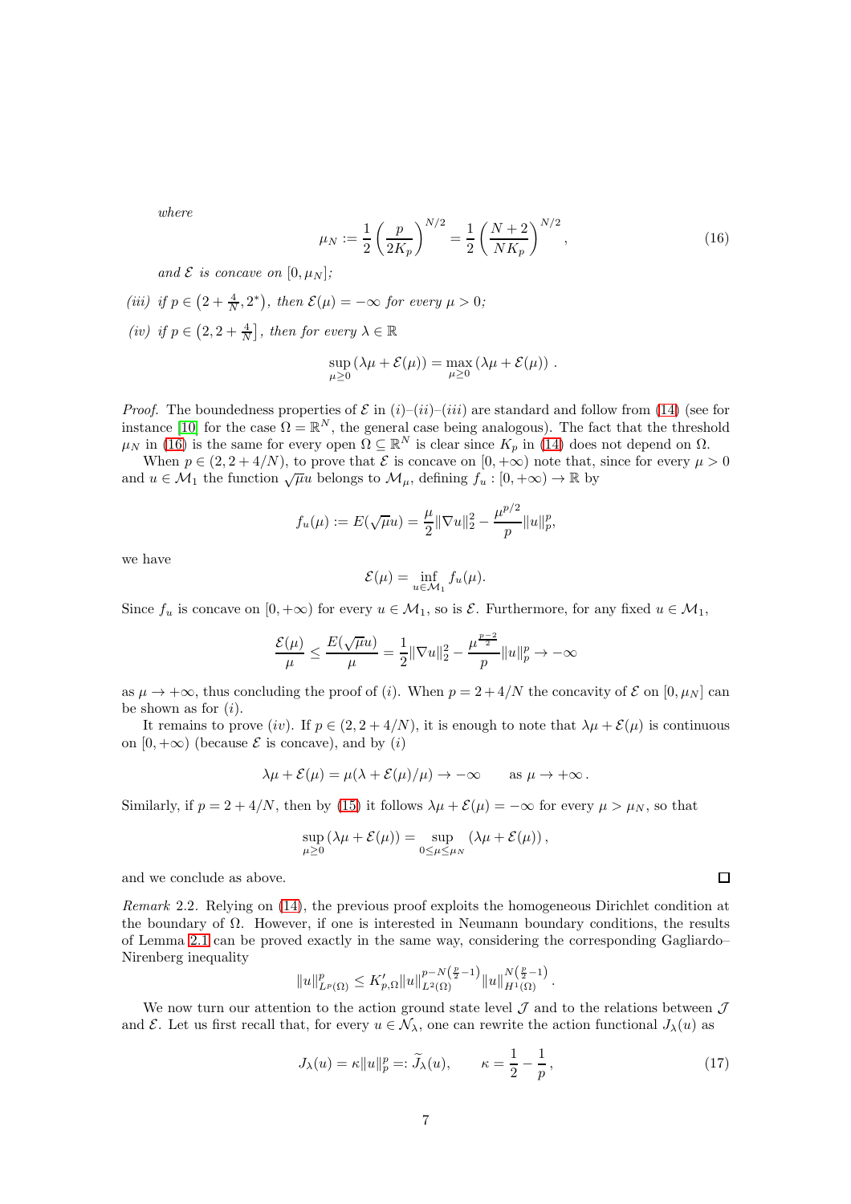where

$$
\mu_N := \frac{1}{2}\left(\frac{p}{2K_p}\right)^{N/2} = \frac{1}{2}\left(\frac{N+2}{NK_p}\right)^{N/2}, \tag{16}
$$

*and $\mathcal{E}$ is concave on $[0, \mu_N]$;*

*(iii) if $p \in \left(2 + \frac{4}{N}, 2^*\right)$, then $\mathcal{E}(\mu) = -\infty$ for every $\mu > 0$;*

*(iv) if $p \in \left(2, 2 + \frac{4}{N}\right]$, then for every $\lambda \in \mathbb{R}$*

$$
\sup_{\mu \ge 0} (\lambda\mu + \mathcal{E}(\mu)) = \max_{\mu \ge 0} (\lambda\mu + \mathcal{E}(\mu)) \,.
$$

*Proof.* The boundedness properties of $\mathcal{E}$ in $(i)$–$(ii)$–$(iii)$ are standard and follow from (14) (see for instance [10] for the case $\Omega = \mathbb{R}^N$, the general case being analogous). The fact that the threshold $\mu_N$ in (16) is the same for every open $\Omega \subseteq \mathbb{R}^N$ is clear since $K_p$ in (14) does not depend on $\Omega$.

When $p \in (2, 2 + 4/N)$, to prove that $\mathcal{E}$ is concave on $[0, +\infty)$ note that, since for every $\mu > 0$ and $u \in \mathcal{M}_1$ the function $\sqrt{\mu}u$ belongs to $\mathcal{M}_\mu$, defining $f_u : [0, +\infty) \to \mathbb{R}$ by

$$
f_u(\mu) := E(\sqrt{\mu}u) = \frac{\mu}{2}\|\nabla u\|_2^2 - \frac{\mu^{p/2}}{p}\|u\|_p^p,
$$

we have

$$
\mathcal{E}(\mu) = \inf_{u \in \mathcal{M}_1} f_u(\mu).
$$

Since $f_u$ is concave on $[0, +\infty)$ for every $u \in \mathcal{M}_1$, so is $\mathcal{E}$. Furthermore, for any fixed $u \in \mathcal{M}_1$,

$$
\frac{\mathcal{E}(\mu)}{\mu} \le \frac{E(\sqrt{\mu}u)}{\mu} = \frac{1}{2}\|\nabla u\|_2^2 - \frac{\mu^{\frac{p-2}{2}}}{p}\|u\|_p^p \to -\infty
$$

as $\mu \to +\infty$, thus concluding the proof of $(i)$. When $p = 2 + 4/N$ the concavity of $\mathcal{E}$ on $[0, \mu_N]$ can be shown as for $(i)$.

It remains to prove $(iv)$. If $p \in (2, 2 + 4/N)$, it is enough to note that $\lambda\mu + \mathcal{E}(\mu)$ is continuous on $[0, +\infty)$ (because $\mathcal{E}$ is concave), and by $(i)$

$$
\lambda\mu + \mathcal{E}(\mu) = \mu(\lambda + \mathcal{E}(\mu)/\mu) \to -\infty \qquad \text{as } \mu \to +\infty\,.
$$

Similarly, if $p = 2 + 4/N$, then by (15) it follows $\lambda\mu + \mathcal{E}(\mu) = -\infty$ for every $\mu > \mu_N$, so that

$$
\sup_{\mu \ge 0} (\lambda\mu + \mathcal{E}(\mu)) = \sup_{0 \le \mu \le \mu_N} (\lambda\mu + \mathcal{E}(\mu)) \,,
$$

and we conclude as above. $\square$

*Remark* 2.2. Relying on (14), the previous proof exploits the homogeneous Dirichlet condition at the boundary of $\Omega$. However, if one is interested in Neumann boundary conditions, the results of Lemma 2.1 can be proved exactly in the same way, considering the corresponding Gagliardo–Nirenberg inequality

$$
\|u\|_{L^p(\Omega)}^p \le K'_{p,\Omega}\|u\|_{L^2(\Omega)}^{p - N\left(\frac{p}{2}-1\right)}\|u\|_{H^1(\Omega)}^{N\left(\frac{p}{2}-1\right)}.
$$

We now turn our attention to the action ground state level $\mathcal{J}$ and to the relations between $\mathcal{J}$ and $\mathcal{E}$. Let us first recall that, for every $u \in \mathcal{N}_\lambda$, one can rewrite the action functional $J_\lambda(u)$ as

$$
J_\lambda(u) = \kappa\|u\|_p^p =: \widetilde{J}_\lambda(u), \qquad \kappa = \frac{1}{2} - \frac{1}{p}\,, \tag{17}
$$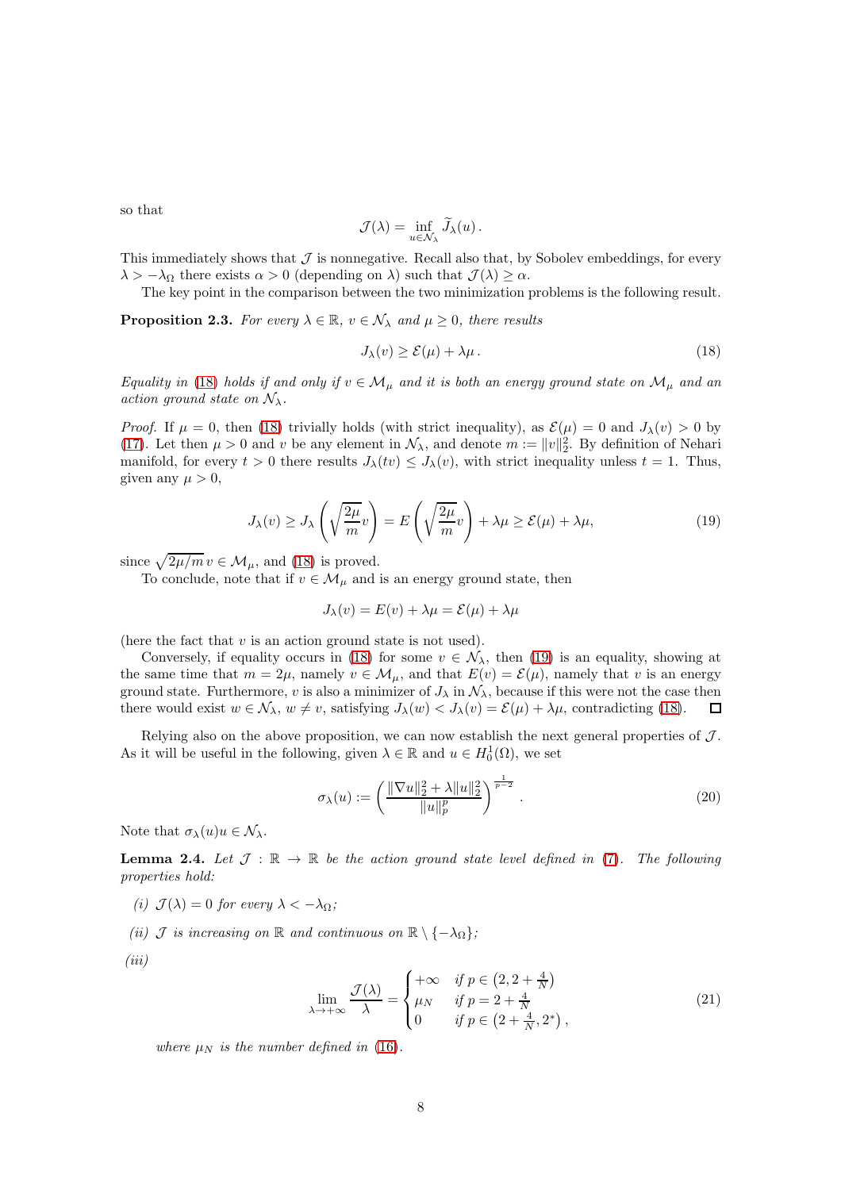so that

$$\mathcal{J}(\lambda) = \inf_{u \in \mathcal{N}_\lambda} \widetilde{J}_\lambda(u) .$$

This immediately shows that $\mathcal{J}$ is nonnegative. Recall also that, by Sobolev embeddings, for every $\lambda > -\lambda_\Omega$ there exists $\alpha > 0$ (depending on $\lambda$) such that $\mathcal{J}(\lambda) \geq \alpha$.

The key point in the comparison between the two minimization problems is the following result.

**Proposition 2.3.** *For every $\lambda \in \mathbb{R}$, $v \in \mathcal{N}_\lambda$ and $\mu \geq 0$, there results*

$$J_\lambda(v) \geq \mathcal{E}(\mu) + \lambda\mu . \tag{18}$$

*Equality in (18) holds if and only if $v \in \mathcal{M}_\mu$ and it is both an energy ground state on $\mathcal{M}_\mu$ and an action ground state on $\mathcal{N}_\lambda$.*

*Proof.* If $\mu = 0$, then (18) trivially holds (with strict inequality), as $\mathcal{E}(\mu) = 0$ and $J_\lambda(v) > 0$ by (17). Let then $\mu > 0$ and $v$ be any element in $\mathcal{N}_\lambda$, and denote $m := \|v\|_2^2$. By definition of Nehari manifold, for every $t > 0$ there results $J_\lambda(tv) \leq J_\lambda(v)$, with strict inequality unless $t = 1$. Thus, given any $\mu > 0$,

$$J_\lambda(v) \geq J_\lambda\left(\sqrt{\frac{2\mu}{m}} v\right) = E\left(\sqrt{\frac{2\mu}{m}} v\right) + \lambda\mu \geq \mathcal{E}(\mu) + \lambda\mu, \tag{19}$$

since $\sqrt{2\mu/m}\, v \in \mathcal{M}_\mu$, and (18) is proved.

To conclude, note that if $v \in \mathcal{M}_\mu$ and is an energy ground state, then

$$J_\lambda(v) = E(v) + \lambda\mu = \mathcal{E}(\mu) + \lambda\mu$$

(here the fact that $v$ is an action ground state is not used).

Conversely, if equality occurs in (18) for some $v \in \mathcal{N}_\lambda$, then (19) is an equality, showing at the same time that $m = 2\mu$, namely $v \in \mathcal{M}_\mu$, and that $E(v) = \mathcal{E}(\mu)$, namely that $v$ is an energy ground state. Furthermore, $v$ is also a minimizer of $J_\lambda$ in $\mathcal{N}_\lambda$, because if this were not the case then there would exist $w \in \mathcal{N}_\lambda$, $w \neq v$, satisfying $J_\lambda(w) < J_\lambda(v) = \mathcal{E}(\mu) + \lambda\mu$, contradicting (18). $\square$

Relying also on the above proposition, we can now establish the next general properties of $\mathcal{J}$. As it will be useful in the following, given $\lambda \in \mathbb{R}$ and $u \in H_0^1(\Omega)$, we set

$$\sigma_\lambda(u) := \left(\frac{\|\nabla u\|_2^2 + \lambda\|u\|_2^2}{\|u\|_p^p}\right)^{\frac{1}{p-2}} . \tag{20}$$

Note that $\sigma_\lambda(u)u \in \mathcal{N}_\lambda$.

**Lemma 2.4.** *Let $\mathcal{J} : \mathbb{R} \to \mathbb{R}$ be the action ground state level defined in (7). The following properties hold:*

*(i)* $\mathcal{J}(\lambda) = 0$ *for every* $\lambda < -\lambda_\Omega$*;*

*(ii)* $\mathcal{J}$ *is increasing on* $\mathbb{R}$ *and continuous on* $\mathbb{R} \setminus \{-\lambda_\Omega\}$*;*

*(iii)*

$$\lim_{\lambda \to +\infty} \frac{\mathcal{J}(\lambda)}{\lambda} = \begin{cases} +\infty & \text{if } p \in \left(2, 2 + \frac{4}{N}\right) \\ \mu_N & \text{if } p = 2 + \frac{4}{N} \\ 0 & \text{if } p \in \left(2 + \frac{4}{N}, 2^*\right), \end{cases} \tag{21}$$

*where $\mu_N$ is the number defined in (16).*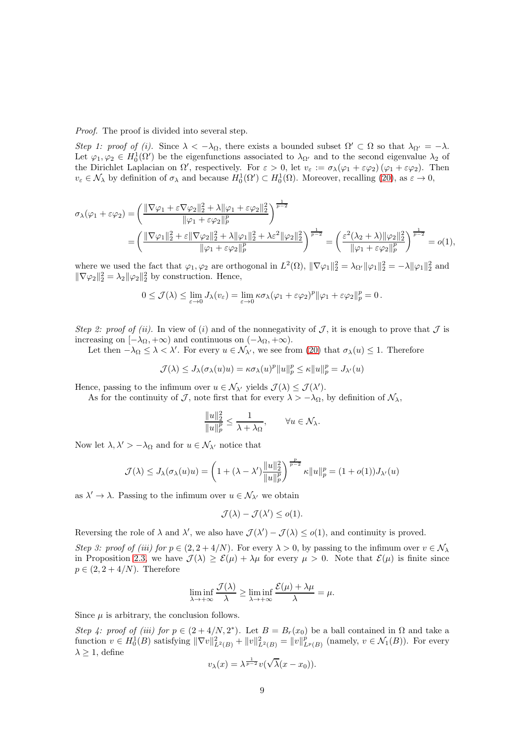*Proof.* The proof is divided into several step.

*Step 1: proof of (i).* Since $\lambda < -\lambda_\Omega$, there exists a bounded subset $\Omega' \subset \Omega$ so that $\lambda_{\Omega'} = -\lambda$. Let $\varphi_1, \varphi_2 \in H_0^1(\Omega')$ be the eigenfunctions associated to $\lambda_{\Omega'}$ and to the second eigenvalue $\lambda_2$ of the Dirichlet Laplacian on $\Omega'$, respectively. For $\varepsilon > 0$, let $v_\varepsilon := \sigma_\lambda(\varphi_1 + \varepsilon\varphi_2)\,(\varphi_1 + \varepsilon\varphi_2)$. Then $v_\varepsilon \in \mathcal{N}_\lambda$ by definition of $\sigma_\lambda$ and because $H_0^1(\Omega') \subset H_0^1(\Omega)$. Moreover, recalling (20), as $\varepsilon \to 0$,

$$
\begin{aligned}
\sigma_\lambda(\varphi_1 + \varepsilon\varphi_2) &= \left( \frac{\|\nabla\varphi_1 + \varepsilon\nabla\varphi_2\|_2^2 + \lambda\|\varphi_1 + \varepsilon\varphi_2\|_2^2}{\|\varphi_1 + \varepsilon\varphi_2\|_p^p} \right)^{\frac{1}{p-2}} \\
&= \left( \frac{\|\nabla\varphi_1\|_2^2 + \varepsilon\|\nabla\varphi_2\|_2^2 + \lambda\|\varphi_1\|_2^2 + \lambda\varepsilon^2\|\varphi_2\|_2^2}{\|\varphi_1 + \varepsilon\varphi_2\|_p^p} \right)^{\frac{1}{p-2}} = \left( \frac{\varepsilon^2(\lambda_2 + \lambda)\|\varphi_2\|_2^2}{\|\varphi_1 + \varepsilon\varphi_2\|_p^p} \right)^{\frac{1}{p-2}} = o(1),
\end{aligned}
$$

where we used the fact that $\varphi_1, \varphi_2$ are orthogonal in $L^2(\Omega)$, $\|\nabla\varphi_1\|_2^2 = \lambda_{\Omega'}\|\varphi_1\|_2^2 = -\lambda\|\varphi_1\|_2^2$ and $\|\nabla\varphi_2\|_2^2 = \lambda_2\|\varphi_2\|_2^2$ by construction. Hence,

$$
0 \le \mathcal{J}(\lambda) \le \lim_{\varepsilon\to 0} J_\lambda(v_\varepsilon) = \lim_{\varepsilon\to 0} \kappa\sigma_\lambda(\varphi_1 + \varepsilon\varphi_2)^p\|\varphi_1 + \varepsilon\varphi_2\|_p^p = 0\,.
$$

*Step 2: proof of (ii).* In view of $(i)$ and of the nonnegativity of $\mathcal{J}$, it is enough to prove that $\mathcal{J}$ is increasing on $[-\lambda_\Omega, +\infty)$ and continuous on $(-\lambda_\Omega, +\infty)$.

Let then $-\lambda_\Omega \le \lambda < \lambda'$. For every $u \in \mathcal{N}_{\lambda'}$, we see from (20) that $\sigma_\lambda(u) \le 1$. Therefore

$$
\mathcal{J}(\lambda) \le J_\lambda(\sigma_\lambda(u)u) = \kappa\sigma_\lambda(u)^p\|u\|_p^p \le \kappa\|u\|_p^p = J_{\lambda'}(u)
$$

Hence, passing to the infimum over $u \in \mathcal{N}_{\lambda'}$ yields $\mathcal{J}(\lambda) \le \mathcal{J}(\lambda')$.

As for the continuity of $\mathcal{J}$, note first that for every $\lambda > -\lambda_\Omega$, by definition of $\mathcal{N}_\lambda$,

$$
\frac{\|u\|_2^2}{\|u\|_p^p} \le \frac{1}{\lambda + \lambda_\Omega}, \qquad \forall u \in \mathcal{N}_\lambda.
$$

Now let $\lambda, \lambda' > -\lambda_\Omega$ and for $u \in \mathcal{N}_{\lambda'}$ notice that

$$
\mathcal{J}(\lambda) \le J_\lambda(\sigma_\lambda(u)u) = \left( 1 + (\lambda - \lambda')\frac{\|u\|_2^2}{\|u\|_p^p} \right)^{\frac{p}{p-2}} \kappa\|u\|_p^p = (1 + o(1))J_{\lambda'}(u)
$$

as $\lambda' \to \lambda$. Passing to the infimum over $u \in \mathcal{N}_{\lambda'}$ we obtain

$$
\mathcal{J}(\lambda) - \mathcal{J}(\lambda') \le o(1).
$$

Reversing the role of $\lambda$ and $\lambda'$, we also have $\mathcal{J}(\lambda') - \mathcal{J}(\lambda) \le o(1)$, and continuity is proved.

*Step 3: proof of (iii) for $p \in (2, 2 + 4/N)$.* For every $\lambda > 0$, by passing to the infimum over $v \in \mathcal{N}_\lambda$ in Proposition 2.3, we have $\mathcal{J}(\lambda) \ge \mathcal{E}(\mu) + \lambda\mu$ for every $\mu > 0$. Note that $\mathcal{E}(\mu)$ is finite since $p \in (2, 2 + 4/N)$. Therefore

$$
\liminf_{\lambda\to+\infty} \frac{\mathcal{J}(\lambda)}{\lambda} \ge \liminf_{\lambda\to+\infty} \frac{\mathcal{E}(\mu) + \lambda\mu}{\lambda} = \mu.
$$

Since $\mu$ is arbitrary, the conclusion follows.

*Step 4: proof of (iii) for $p \in (2 + 4/N, 2^*)$.* Let $B = B_r(x_0)$ be a ball contained in $\Omega$ and take a function $v \in H_0^1(B)$ satisfying $\|\nabla v\|_{L^2(B)}^2 + \|v\|_{L^2(B)}^2 = \|v\|_{L^p(B)}^p$ (namely, $v \in \mathcal{N}_1(B)$). For every $\lambda \ge 1$, define

$$
v_\lambda(x) = \lambda^{\frac{1}{p-2}} v(\sqrt{\lambda}(x - x_0)).
$$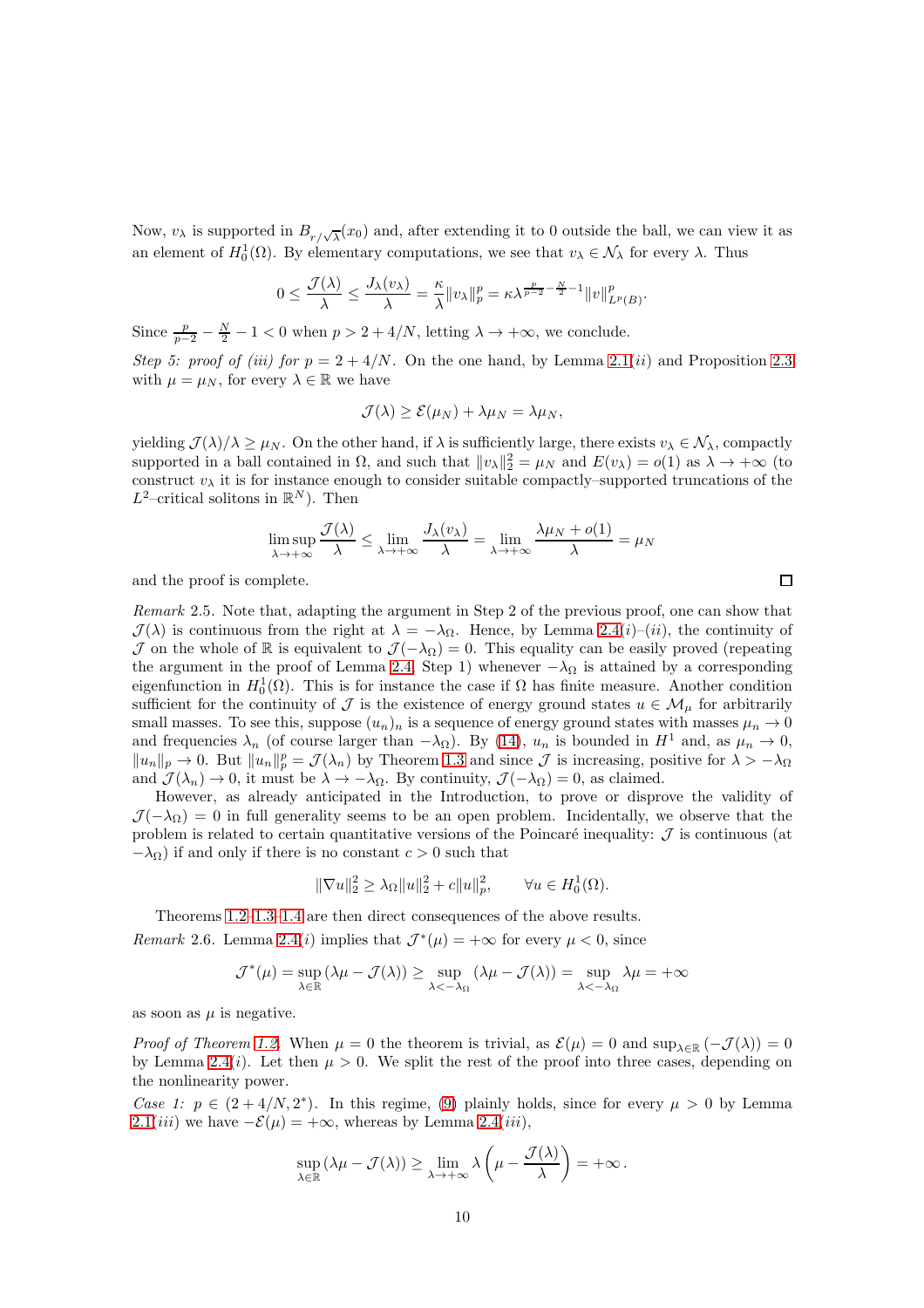Now, $v_\lambda$ is supported in $B_{r/\sqrt{\lambda}}(x_0)$ and, after extending it to 0 outside the ball, we can view it as an element of $H^1_0(\Omega)$. By elementary computations, we see that $v_\lambda \in \mathcal{N}_\lambda$ for every $\lambda$. Thus

$$0 \leq \frac{\mathcal{J}(\lambda)}{\lambda} \leq \frac{J_\lambda(v_\lambda)}{\lambda} = \frac{\kappa}{\lambda}\|v_\lambda\|_p^p = \kappa \lambda^{\frac{p}{p-2}-\frac{N}{2}-1}\|v\|^p_{L^p(B)}.$$

Since $\frac{p}{p-2} - \frac{N}{2} - 1 < 0$ when $p > 2 + 4/N$, letting $\lambda \to +\infty$, we conclude.

*Step 5: proof of (iii) for $p = 2 + 4/N$.* On the one hand, by Lemma 2.1(*ii*) and Proposition 2.3 with $\mu = \mu_N$, for every $\lambda \in \mathbb{R}$ we have

$$\mathcal{J}(\lambda) \geq \mathcal{E}(\mu_N) + \lambda\mu_N = \lambda\mu_N,$$

yielding $\mathcal{J}(\lambda)/\lambda \geq \mu_N$. On the other hand, if $\lambda$ is sufficiently large, there exists $v_\lambda \in \mathcal{N}_\lambda$, compactly supported in a ball contained in $\Omega$, and such that $\|v_\lambda\|_2^2 = \mu_N$ and $E(v_\lambda) = o(1)$ as $\lambda \to +\infty$ (to construct $v_\lambda$ it is for instance enough to consider suitable compactly–supported truncations of the $L^2$–critical solitons in $\mathbb{R}^N$). Then

$$\limsup_{\lambda\to+\infty} \frac{\mathcal{J}(\lambda)}{\lambda} \leq \lim_{\lambda\to+\infty} \frac{J_\lambda(v_\lambda)}{\lambda} = \lim_{\lambda\to+\infty}\frac{\lambda\mu_N + o(1)}{\lambda} = \mu_N$$

and the proof is complete. □

*Remark* 2.5. Note that, adapting the argument in Step 2 of the previous proof, one can show that $\mathcal{J}(\lambda)$ is continuous from the right at $\lambda = -\lambda_\Omega$. Hence, by Lemma 2.4(*i*)–(*ii*), the continuity of $\mathcal{J}$ on the whole of $\mathbb{R}$ is equivalent to $\mathcal{J}(-\lambda_\Omega) = 0$. This equality can be easily proved (repeating the argument in the proof of Lemma 2.4, Step 1) whenever $-\lambda_\Omega$ is attained by a corresponding eigenfunction in $H^1_0(\Omega)$. This is for instance the case if $\Omega$ has finite measure. Another condition sufficient for the continuity of $\mathcal{J}$ is the existence of energy ground states $u \in \mathcal{M}_\mu$ for arbitrarily small masses. To see this, suppose $(u_n)_n$ is a sequence of energy ground states with masses $\mu_n \to 0$ and frequencies $\lambda_n$ (of course larger than $-\lambda_\Omega$). By (14), $u_n$ is bounded in $H^1$ and, as $\mu_n \to 0$, $\|u_n\|_p \to 0$. But $\|u_n\|_p^p = \mathcal{J}(\lambda_n)$ by Theorem 1.3 and since $\mathcal{J}$ is increasing, positive for $\lambda > -\lambda_\Omega$ and $\mathcal{J}(\lambda_n) \to 0$, it must be $\lambda \to -\lambda_\Omega$. By continuity, $\mathcal{J}(-\lambda_\Omega) = 0$, as claimed.

However, as already anticipated in the Introduction, to prove or disprove the validity of $\mathcal{J}(-\lambda_\Omega) = 0$ in full generality seems to be an open problem. Incidentally, we observe that the problem is related to certain quantitative versions of the Poincaré inequality: $\mathcal{J}$ is continuous (at $-\lambda_\Omega$) if and only if there is no constant $c > 0$ such that

$$\|\nabla u\|_2^2 \geq \lambda_\Omega\|u\|_2^2 + c\|u\|_p^2, \qquad \forall u \in H^1_0(\Omega).$$

Theorems 1.2–1.3–1.4 are then direct consequences of the above results.

*Remark* 2.6. Lemma 2.4(*i*) implies that $\mathcal{J}^*(\mu) = +\infty$ for every $\mu < 0$, since

$$\mathcal{J}^*(\mu) = \sup_{\lambda\in\mathbb{R}}(\lambda\mu - \mathcal{J}(\lambda)) \geq \sup_{\lambda<-\lambda_\Omega}(\lambda\mu - \mathcal{J}(\lambda)) = \sup_{\lambda<-\lambda_\Omega}\lambda\mu = +\infty$$

as soon as $\mu$ is negative.

*Proof of Theorem 1.2.* When $\mu = 0$ the theorem is trivial, as $\mathcal{E}(\mu) = 0$ and $\sup_{\lambda\in\mathbb{R}}(-\mathcal{J}(\lambda)) = 0$ by Lemma 2.4(*i*). Let then $\mu > 0$. We split the rest of the proof into three cases, depending on the nonlinearity power.

*Case 1: $p \in (2 + 4/N, 2^*)$.* In this regime, (9) plainly holds, since for every $\mu > 0$ by Lemma 2.1(*iii*) we have $-\mathcal{E}(\mu) = +\infty$, whereas by Lemma 2.4(*iii*),

$$\sup_{\lambda\in\mathbb{R}}(\lambda\mu - \mathcal{J}(\lambda)) \geq \lim_{\lambda\to+\infty}\lambda\left(\mu - \frac{\mathcal{J}(\lambda)}{\lambda}\right) = +\infty\,.$$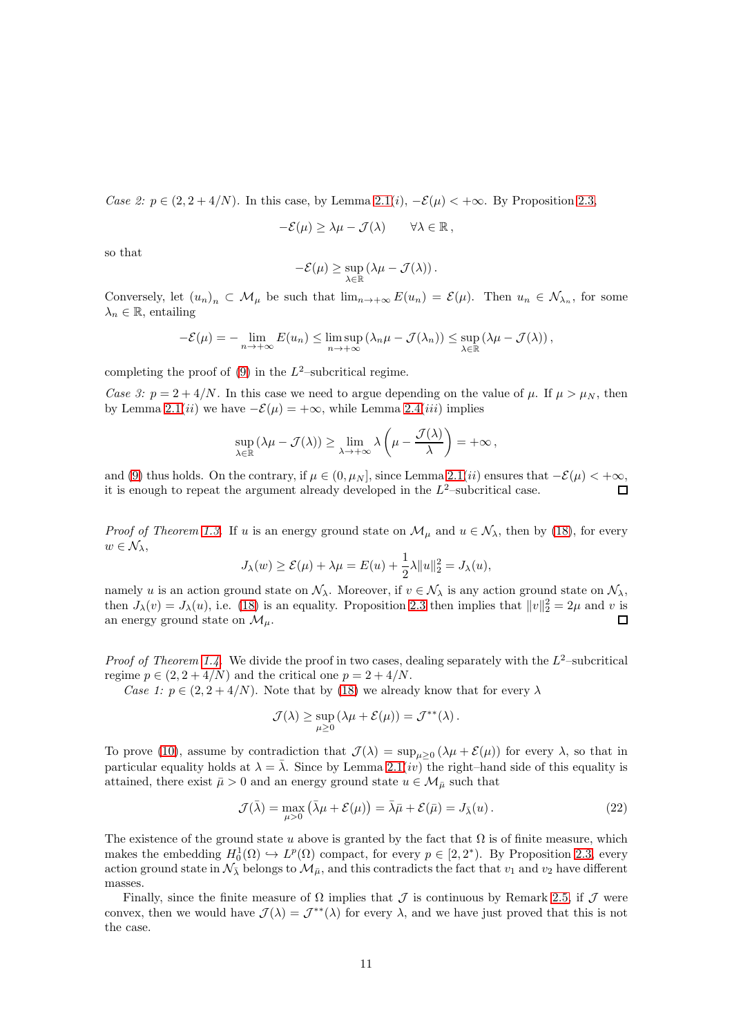*Case 2:* $p \in (2, 2+4/N)$. In this case, by Lemma 2.1$(i)$, $-\mathcal{E}(\mu) < +\infty$. By Proposition 2.3,

$$-\mathcal{E}(\mu) \geq \lambda\mu - \mathcal{J}(\lambda) \qquad \forall \lambda \in \mathbb{R}\,,$$

so that

$$-\mathcal{E}(\mu) \geq \sup_{\lambda\in\mathbb{R}} \left(\lambda\mu - \mathcal{J}(\lambda)\right).$$

Conversely, let $(u_n)_n \subset \mathcal{M}_\mu$ be such that $\lim_{n\to+\infty} E(u_n) = \mathcal{E}(\mu)$. Then $u_n \in \mathcal{N}_{\lambda_n}$, for some $\lambda_n \in \mathbb{R}$, entailing

$$-\mathcal{E}(\mu) = -\lim_{n\to+\infty} E(u_n) \leq \limsup_{n\to+\infty} \left(\lambda_n\mu - \mathcal{J}(\lambda_n)\right) \leq \sup_{\lambda\in\mathbb{R}} \left(\lambda\mu - \mathcal{J}(\lambda)\right),$$

completing the proof of (9) in the $L^2$–subcritical regime.

*Case 3:* $p = 2+4/N$. In this case we need to argue depending on the value of $\mu$. If $\mu > \mu_N$, then by Lemma 2.1$(ii)$ we have $-\mathcal{E}(\mu) = +\infty$, while Lemma 2.4$(iii)$ implies

$$\sup_{\lambda\in\mathbb{R}} \left(\lambda\mu - \mathcal{J}(\lambda)\right) \geq \lim_{\lambda\to+\infty} \lambda\left(\mu - \frac{\mathcal{J}(\lambda)}{\lambda}\right) = +\infty\,,$$

and (9) thus holds. On the contrary, if $\mu \in (0, \mu_N]$, since Lemma 2.1$(ii)$ ensures that $-\mathcal{E}(\mu) < +\infty$, it is enough to repeat the argument already developed in the $L^2$–subcritical case. $\square$

*Proof of Theorem 1.3.* If $u$ is an energy ground state on $\mathcal{M}_\mu$ and $u \in \mathcal{N}_\lambda$, then by (18), for every $w \in \mathcal{N}_\lambda$,

$$J_\lambda(w) \geq \mathcal{E}(\mu) + \lambda\mu = E(u) + \frac{1}{2}\lambda\|u\|_2^2 = J_\lambda(u),$$

namely $u$ is an action ground state on $\mathcal{N}_\lambda$. Moreover, if $v \in \mathcal{N}_\lambda$ is any action ground state on $\mathcal{N}_\lambda$, then $J_\lambda(v) = J_\lambda(u)$, i.e. (18) is an equality. Proposition 2.3 then implies that $\|v\|_2^2 = 2\mu$ and $v$ is an energy ground state on $\mathcal{M}_\mu$. $\square$

*Proof of Theorem 1.4.* We divide the proof in two cases, dealing separately with the $L^2$–subcritical regime $p \in (2, 2+4/N)$ and the critical one $p = 2+4/N$.

*Case 1:* $p \in (2, 2+4/N)$. Note that by (18) we already know that for every $\lambda$

$$\mathcal{J}(\lambda) \geq \sup_{\mu\geq 0} \left(\lambda\mu + \mathcal{E}(\mu)\right) = \mathcal{J}^{**}(\lambda)\,.$$

To prove (10), assume by contradiction that $\mathcal{J}(\lambda) = \sup_{\mu\geq 0}(\lambda\mu + \mathcal{E}(\mu))$ for every $\lambda$, so that in particular equality holds at $\lambda = \bar\lambda$. Since by Lemma 2.1$(iv)$ the right–hand side of this equality is attained, there exist $\bar\mu > 0$ and an energy ground state $u \in \mathcal{M}_{\bar\mu}$ such that

$$\mathcal{J}(\bar\lambda) = \max_{\mu>0} \left(\bar\lambda\mu + \mathcal{E}(\mu)\right) = \bar\lambda\bar\mu + \mathcal{E}(\bar\mu) = J_{\bar\lambda}(u)\,. \tag{22}$$

The existence of the ground state $u$ above is granted by the fact that $\Omega$ is of finite measure, which makes the embedding $H_0^1(\Omega) \hookrightarrow L^p(\Omega)$ compact, for every $p \in [2, 2^*)$. By Proposition 2.3, every action ground state in $\mathcal{N}_{\bar\lambda}$ belongs to $\mathcal{M}_{\bar\mu}$, and this contradicts the fact that $v_1$ and $v_2$ have different masses.

Finally, since the finite measure of $\Omega$ implies that $\mathcal{J}$ is continuous by Remark 2.5, if $\mathcal{J}$ were convex, then we would have $\mathcal{J}(\lambda) = \mathcal{J}^{**}(\lambda)$ for every $\lambda$, and we have just proved that this is not the case.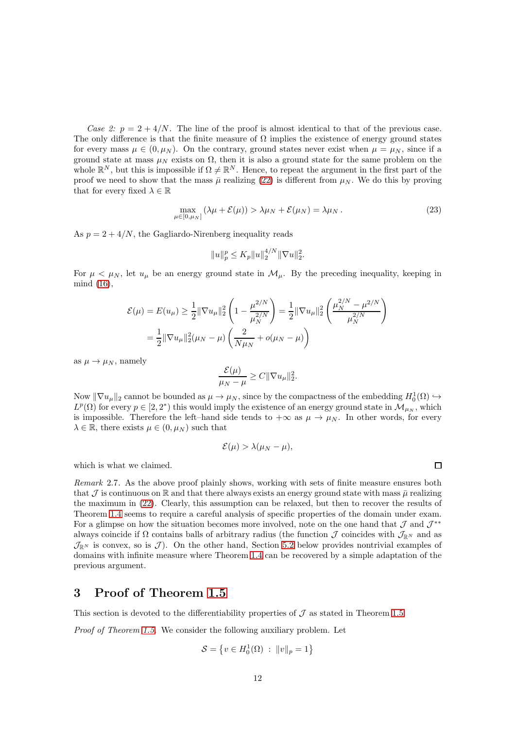*Case 2:* $p = 2 + 4/N$. The line of the proof is almost identical to that of the previous case. The only difference is that the finite measure of $\Omega$ implies the existence of energy ground states for every mass $\mu \in (0, \mu_N)$. On the contrary, ground states never exist when $\mu = \mu_N$, since if a ground state at mass $\mu_N$ exists on $\Omega$, then it is also a ground state for the same problem on the whole $\mathbb{R}^N$, but this is impossible if $\Omega \neq \mathbb{R}^N$. Hence, to repeat the argument in the first part of the proof we need to show that the mass $\bar{\mu}$ realizing (22) is different from $\mu_N$. We do this by proving that for every fixed $\lambda \in \mathbb{R}$

$$\max_{\mu \in [0,\mu_N]} (\lambda \mu + \mathcal{E}(\mu)) > \lambda \mu_N + \mathcal{E}(\mu_N) = \lambda \mu_N\,. \tag{23}$$

As $p = 2 + 4/N$, the Gagliardo-Nirenberg inequality reads

$$\|u\|_p^p \leq K_p \|u\|_2^{4/N} \|\nabla u\|_2^2.$$

For $\mu < \mu_N$, let $u_\mu$ be an energy ground state in $\mathcal{M}_\mu$. By the preceding inequality, keeping in mind (16),

$$\begin{aligned}
\mathcal{E}(\mu) = E(u_\mu) &\geq \frac{1}{2}\|\nabla u_\mu\|_2^2 \left(1 - \frac{\mu^{2/N}}{\mu_N^{2/N}}\right) = \frac{1}{2}\|\nabla u_\mu\|_2^2 \left(\frac{\mu_N^{2/N} - \mu^{2/N}}{\mu_N^{2/N}}\right) \\
&= \frac{1}{2}\|\nabla u_\mu\|_2^2 (\mu_N - \mu)\left(\frac{2}{N\mu_N} + o(\mu_N - \mu)\right)
\end{aligned}$$

as $\mu \to \mu_N$, namely

$$\frac{\mathcal{E}(\mu)}{\mu_N - \mu} \geq C\|\nabla u_\mu\|_2^2.$$

Now $\|\nabla u_\mu\|_2$ cannot be bounded as $\mu \to \mu_N$, since by the compactness of the embedding $H_0^1(\Omega) \hookrightarrow L^p(\Omega)$ for every $p \in [2, 2^*)$ this would imply the existence of an energy ground state in $\mathcal{M}_{\mu_N}$, which is impossible. Therefore the left–hand side tends to $+\infty$ as $\mu \to \mu_N$. In other words, for every $\lambda \in \mathbb{R}$, there exists $\mu \in (0, \mu_N)$ such that

$$\mathcal{E}(\mu) > \lambda(\mu_N - \mu),$$

which is what we claimed. $\square$

*Remark* 2.7. As the above proof plainly shows, working with sets of finite measure ensures both that $\mathcal{J}$ is continuous on $\mathbb{R}$ and that there always exists an energy ground state with mass $\bar{\mu}$ realizing the maximum in (22). Clearly, this assumption can be relaxed, but then to recover the results of Theorem 1.4 seems to require a careful analysis of specific properties of the domain under exam. For a glimpse on how the situation becomes more involved, note on the one hand that $\mathcal{J}$ and $\mathcal{J}^{**}$ always coincide if $\Omega$ contains balls of arbitrary radius (the function $\mathcal{J}$ coincides with $\mathcal{J}_{\mathbb{R}^N}$ and as $\mathcal{J}_{\mathbb{R}^N}$ is convex, so is $\mathcal{J}$). On the other hand, Section 5.2 below provides nontrivial examples of domains with infinite measure where Theorem 1.4 can be recovered by a simple adaptation of the previous argument.

# 3 Proof of Theorem 1.5

This section is devoted to the differentiability properties of $\mathcal{J}$ as stated in Theorem 1.5.

*Proof of Theorem 1.5.* We consider the following auxiliary problem. Let

$$\mathcal{S} = \left\{v \in H_0^1(\Omega) \,:\, \|v\|_p = 1\right\}$$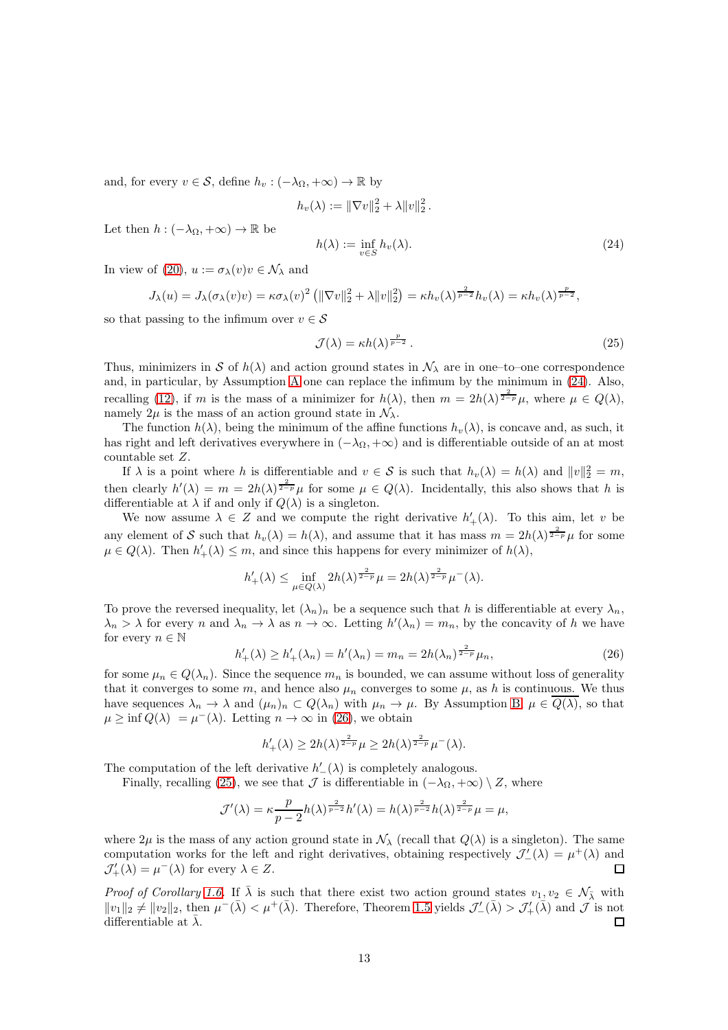and, for every $v \in \mathcal{S}$, define $h_v : (-\lambda_\Omega, +\infty) \to \mathbb{R}$ by

$$h_v(\lambda) := \|\nabla v\|_2^2 + \lambda \|v\|_2^2 \,.$$

Let then $h : (-\lambda_\Omega, +\infty) \to \mathbb{R}$ be

$$h(\lambda) := \inf_{v \in S} h_v(\lambda). \tag{24}$$

In view of (20), $u := \sigma_\lambda(v)v \in \mathcal{N}_\lambda$ and

$$J_\lambda(u) = J_\lambda(\sigma_\lambda(v)v) = \kappa\sigma_\lambda(v)^2 \left(\|\nabla v\|_2^2 + \lambda\|v\|_2^2\right) = \kappa h_v(\lambda)^{\frac{2}{p-2}} h_v(\lambda) = \kappa h_v(\lambda)^{\frac{p}{p-2}},$$

so that passing to the infimum over $v \in \mathcal{S}$

$$\mathcal{J}(\lambda) = \kappa h(\lambda)^{\frac{p}{p-2}} \,. \tag{25}$$

Thus, minimizers in $\mathcal{S}$ of $h(\lambda)$ and action ground states in $\mathcal{N}_\lambda$ are in one–to–one correspondence and, in particular, by Assumption A one can replace the infimum by the minimum in (24). Also, recalling (12), if $m$ is the mass of a minimizer for $h(\lambda)$, then $m = 2h(\lambda)^{\frac{2}{2-p}}\mu$, where $\mu \in Q(\lambda)$, namely $2\mu$ is the mass of an action ground state in $\mathcal{N}_\lambda$.

The function $h(\lambda)$, being the minimum of the affine functions $h_v(\lambda)$, is concave and, as such, it has right and left derivatives everywhere in $(-\lambda_\Omega, +\infty)$ and is differentiable outside of an at most countable set $Z$.

If $\lambda$ is a point where $h$ is differentiable and $v \in \mathcal{S}$ is such that $h_v(\lambda) = h(\lambda)$ and $\|v\|_2^2 = m$, then clearly $h'(\lambda) = m = 2h(\lambda)^{\frac{2}{2-p}}\mu$ for some $\mu \in Q(\lambda)$. Incidentally, this also shows that $h$ is differentiable at $\lambda$ if and only if $Q(\lambda)$ is a singleton.

We now assume $\lambda \in Z$ and we compute the right derivative $h'_+(\lambda)$. To this aim, let $v$ be any element of $\mathcal{S}$ such that $h_v(\lambda) = h(\lambda)$, and assume that it has mass $m = 2h(\lambda)^{\frac{2}{2-p}}\mu$ for some $\mu \in Q(\lambda)$. Then $h'_+(\lambda) \le m$, and since this happens for every minimizer of $h(\lambda)$,

$$h'_+(\lambda) \le \inf_{\mu \in Q(\lambda)} 2h(\lambda)^{\frac{2}{2-p}}\mu = 2h(\lambda)^{\frac{2}{2-p}}\mu^-(\lambda).$$

To prove the reversed inequality, let $(\lambda_n)_n$ be a sequence such that $h$ is differentiable at every $\lambda_n$, $\lambda_n > \lambda$ for every $n$ and $\lambda_n \to \lambda$ as $n \to \infty$. Letting $h'(\lambda_n) = m_n$, by the concavity of $h$ we have for every $n \in \mathbb{N}$

$$h'_+(\lambda) \ge h'_+(\lambda_n) = h'(\lambda_n) = m_n = 2h(\lambda_n)^{\frac{2}{2-p}}\mu_n, \tag{26}$$

for some $\mu_n \in Q(\lambda_n)$. Since the sequence $m_n$ is bounded, we can assume without loss of generality that it converges to some $m$, and hence also $\mu_n$ converges to some $\mu$, as $h$ is continuous. We thus have sequences $\lambda_n \to \lambda$ and $(\mu_n)_n \subset Q(\lambda_n)$ with $\mu_n \to \mu$. By Assumption B, $\mu \in \overline{Q(\lambda)}$, so that $\mu \ge \inf Q(\lambda) = \mu^-(\lambda)$. Letting $n \to \infty$ in (26), we obtain

$$h'_+(\lambda) \ge 2h(\lambda)^{\frac{2}{2-p}}\mu \ge 2h(\lambda)^{\frac{2}{2-p}}\mu^-(\lambda).$$

The computation of the left derivative $h'_-(\lambda)$ is completely analogous.

Finally, recalling (25), we see that $\mathcal{J}$ is differentiable in $(-\lambda_\Omega, +\infty) \setminus Z$, where

$$\mathcal{J}'(\lambda) = \kappa\frac{p}{p-2}h(\lambda)^{\frac{2}{p-2}}h'(\lambda) = h(\lambda)^{\frac{2}{p-2}}h(\lambda)^{\frac{2}{2-p}}\mu = \mu,$$

where $2\mu$ is the mass of any action ground state in $\mathcal{N}_\lambda$ (recall that $Q(\lambda)$ is a singleton). The same computation works for the left and right derivatives, obtaining respectively $\mathcal{J}'_-(\lambda) = \mu^+(\lambda)$ and $\mathcal{J}'_+(\lambda) = \mu^-(\lambda)$ for every $\lambda \in Z$. ☐

*Proof of Corollary 1.6.* If $\bar\lambda$ is such that there exist two action ground states $v_1, v_2 \in \mathcal{N}_{\bar\lambda}$ with $\|v_1\|_2 \ne \|v_2\|_2$, then $\mu^-(\bar\lambda) < \mu^+(\bar\lambda)$. Therefore, Theorem 1.5 yields $\mathcal{J}'_-(\bar\lambda) > \mathcal{J}'_+(\bar\lambda)$ and $\mathcal{J}$ is not differentiable at $\bar\lambda$. ☐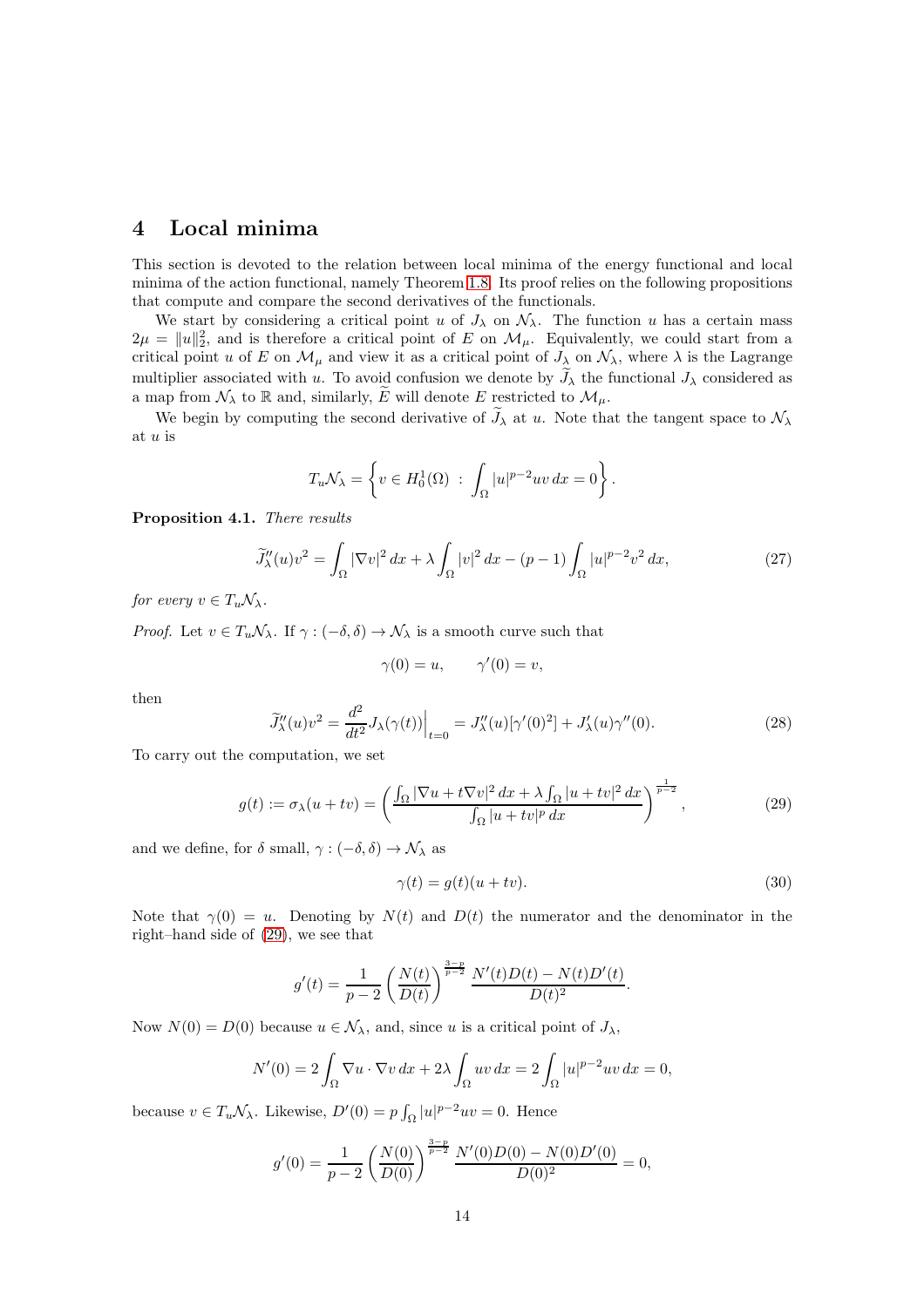# 4 Local minima

This section is devoted to the relation between local minima of the energy functional and local minima of the action functional, namely Theorem 1.8. Its proof relies on the following propositions that compute and compare the second derivatives of the functionals.

We start by considering a critical point $u$ of $J_\lambda$ on $\mathcal{N}_\lambda$. The function $u$ has a certain mass $2\mu = \|u\|_2^2$, and is therefore a critical point of $E$ on $\mathcal{M}_\mu$. Equivalently, we could start from a critical point $u$ of $E$ on $\mathcal{M}_\mu$ and view it as a critical point of $J_\lambda$ on $\mathcal{N}_\lambda$, where $\lambda$ is the Lagrange multiplier associated with $u$. To avoid confusion we denote by $\widetilde{J}_\lambda$ the functional $J_\lambda$ considered as a map from $\mathcal{N}_\lambda$ to $\mathbb{R}$ and, similarly, $\widetilde{E}$ will denote $E$ restricted to $\mathcal{M}_\mu$.

We begin by computing the second derivative of $\widetilde{J}_\lambda$ at $u$. Note that the tangent space to $\mathcal{N}_\lambda$ at $u$ is

$$T_u\mathcal{N}_\lambda = \left\{ v \in H_0^1(\Omega) \ : \ \int_\Omega |u|^{p-2}uv\,dx = 0 \right\}.$$

**Proposition 4.1.** *There results*

$$\widetilde{J}_\lambda''(u)v^2 = \int_\Omega |\nabla v|^2\,dx + \lambda \int_\Omega |v|^2\,dx - (p-1)\int_\Omega |u|^{p-2}v^2\,dx, \tag{27}$$

*for every $v \in T_u\mathcal{N}_\lambda$.*

*Proof.* Let $v \in T_u\mathcal{N}_\lambda$. If $\gamma : (-\delta, \delta) \to \mathcal{N}_\lambda$ is a smooth curve such that

$$\gamma(0) = u, \qquad \gamma'(0) = v,$$

then

$$\widetilde{J}_\lambda''(u)v^2 = \frac{d^2}{dt^2} J_\lambda(\gamma(t))\Big|_{t=0} = J_\lambda''(u)[\gamma'(0)^2] + J_\lambda'(u)\gamma''(0). \tag{28}$$

To carry out the computation, we set

$$g(t) := \sigma_\lambda(u + tv) = \left( \frac{\int_\Omega |\nabla u + t\nabla v|^2\,dx + \lambda \int_\Omega |u + tv|^2\,dx}{\int_\Omega |u + tv|^p\,dx} \right)^{\frac{1}{p-2}}, \tag{29}$$

and we define, for $\delta$ small, $\gamma : (-\delta, \delta) \to \mathcal{N}_\lambda$ as

$$\gamma(t) = g(t)(u + tv). \tag{30}$$

Note that $\gamma(0) = u$. Denoting by $N(t)$ and $D(t)$ the numerator and the denominator in the right–hand side of (29), we see that

$$g'(t) = \frac{1}{p-2} \left( \frac{N(t)}{D(t)} \right)^{\frac{3-p}{p-2}} \frac{N'(t)D(t) - N(t)D'(t)}{D(t)^2}.$$

Now $N(0) = D(0)$ because $u \in \mathcal{N}_\lambda$, and, since $u$ is a critical point of $J_\lambda$,

$$N'(0) = 2\int_\Omega \nabla u \cdot \nabla v\,dx + 2\lambda \int_\Omega uv\,dx = 2\int_\Omega |u|^{p-2}uv\,dx = 0,$$

because $v \in T_u\mathcal{N}_\lambda$. Likewise, $D'(0) = p\int_\Omega |u|^{p-2}uv = 0$. Hence

$$g'(0) = \frac{1}{p-2} \left( \frac{N(0)}{D(0)} \right)^{\frac{3-p}{p-2}} \frac{N'(0)D(0) - N(0)D'(0)}{D(0)^2} = 0,$$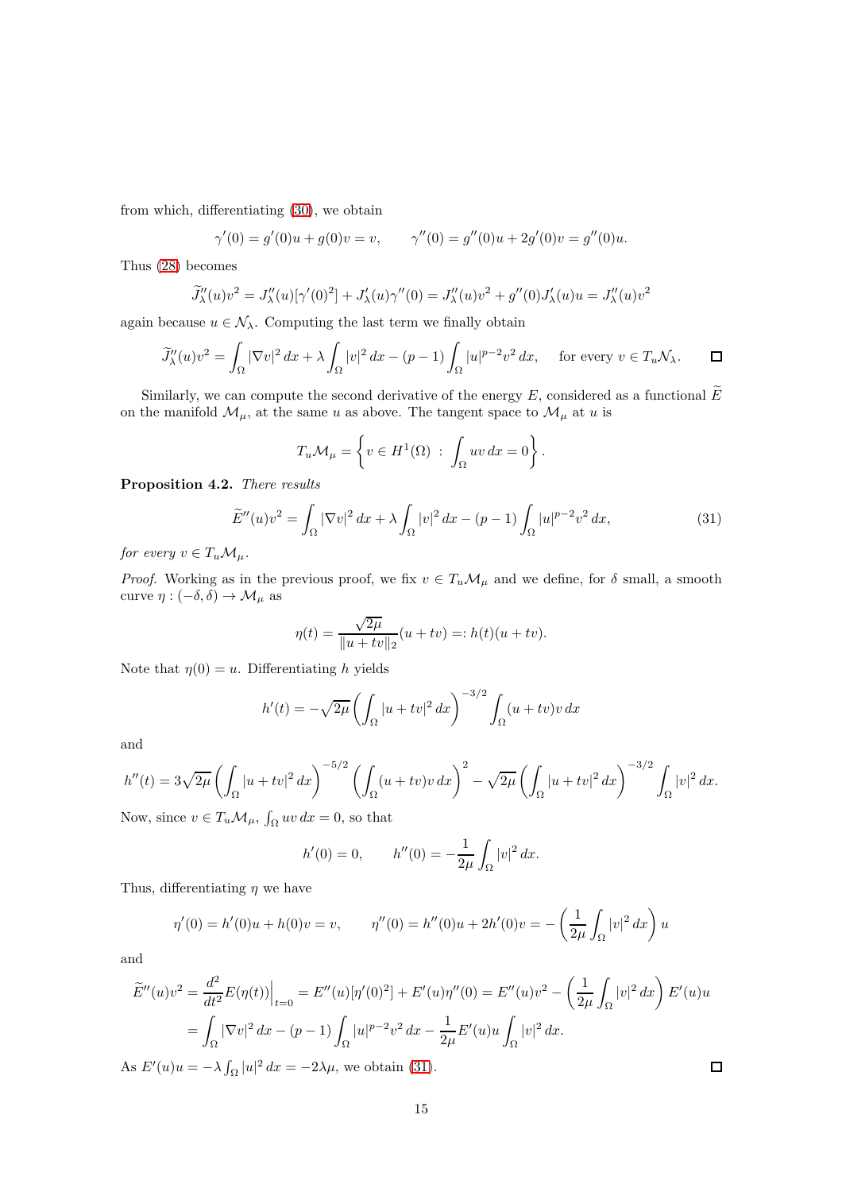from which, differentiating (30), we obtain

$$\gamma'(0) = g'(0)u + g(0)v = v, \qquad \gamma''(0) = g''(0)u + 2g'(0)v = g''(0)u.$$

Thus (28) becomes

$$\widetilde{J}''_\lambda(u)v^2 = J''_\lambda(u)[\gamma'(0)^2] + J'_\lambda(u)\gamma''(0) = J''_\lambda(u)v^2 + g''(0)J'_\lambda(u)u = J''_\lambda(u)v^2$$

again because $u \in \mathcal{N}_\lambda$. Computing the last term we finally obtain

$$\widetilde{J}''_\lambda(u)v^2 = \int_\Omega |\nabla v|^2\,dx + \lambda \int_\Omega |v|^2\,dx - (p-1)\int_\Omega |u|^{p-2}v^2\,dx, \quad \text{for every } v \in T_u\mathcal{N}_\lambda. \qquad \square$$

Similarly, we can compute the second derivative of the energy $E$, considered as a functional $\widetilde{E}$ on the manifold $\mathcal{M}_\mu$, at the same $u$ as above. The tangent space to $\mathcal{M}_\mu$ at $u$ is

$$T_u\mathcal{M}_\mu = \left\{ v \in H^1(\Omega) \;:\; \int_\Omega uv\,dx = 0 \right\}.$$

**Proposition 4.2.** *There results*

$$\widetilde{E}''(u)v^2 = \int_\Omega |\nabla v|^2\,dx + \lambda \int_\Omega |v|^2\,dx - (p-1)\int_\Omega |u|^{p-2}v^2\,dx, \tag{31}$$

*for every* $v \in T_u\mathcal{M}_\mu$.

*Proof.* Working as in the previous proof, we fix $v \in T_u\mathcal{M}_\mu$ and we define, for $\delta$ small, a smooth curve $\eta : (-\delta, \delta) \to \mathcal{M}_\mu$ as

$$\eta(t) = \frac{\sqrt{2\mu}}{\|u + tv\|_2}(u + tv) =: h(t)(u + tv).$$

Note that $\eta(0) = u$. Differentiating $h$ yields

$$h'(t) = -\sqrt{2\mu}\left(\int_\Omega |u + tv|^2\,dx\right)^{-3/2} \int_\Omega (u + tv)v\,dx$$

and

$$h''(t) = 3\sqrt{2\mu}\left(\int_\Omega |u + tv|^2\,dx\right)^{-5/2} \left(\int_\Omega (u + tv)v\,dx\right)^2 - \sqrt{2\mu}\left(\int_\Omega |u + tv|^2\,dx\right)^{-3/2} \int_\Omega |v|^2\,dx.$$

Now, since $v \in T_u\mathcal{M}_\mu$, $\int_\Omega uv\,dx = 0$, so that

$$h'(0) = 0, \qquad h''(0) = -\frac{1}{2\mu}\int_\Omega |v|^2\,dx.$$

Thus, differentiating $\eta$ we have

$$\eta'(0) = h'(0)u + h(0)v = v, \qquad \eta''(0) = h''(0)u + 2h'(0)v = -\left(\frac{1}{2\mu}\int_\Omega |v|^2\,dx\right)u$$

and

$$\begin{aligned}
\widetilde{E}''(u)v^2 = \frac{d^2}{dt^2}E(\eta(t))\Big|_{t=0} &= E''(u)[\eta'(0)^2] + E'(u)\eta''(0) = E''(u)v^2 - \left(\frac{1}{2\mu}\int_\Omega |v|^2\,dx\right)E'(u)u \\
&= \int_\Omega |\nabla v|^2\,dx - (p-1)\int_\Omega |u|^{p-2}v^2\,dx - \frac{1}{2\mu}E'(u)u\int_\Omega |v|^2\,dx.
\end{aligned}$$

As $E'(u)u = -\lambda\int_\Omega |u|^2\,dx = -2\lambda\mu$, we obtain (31). $\square$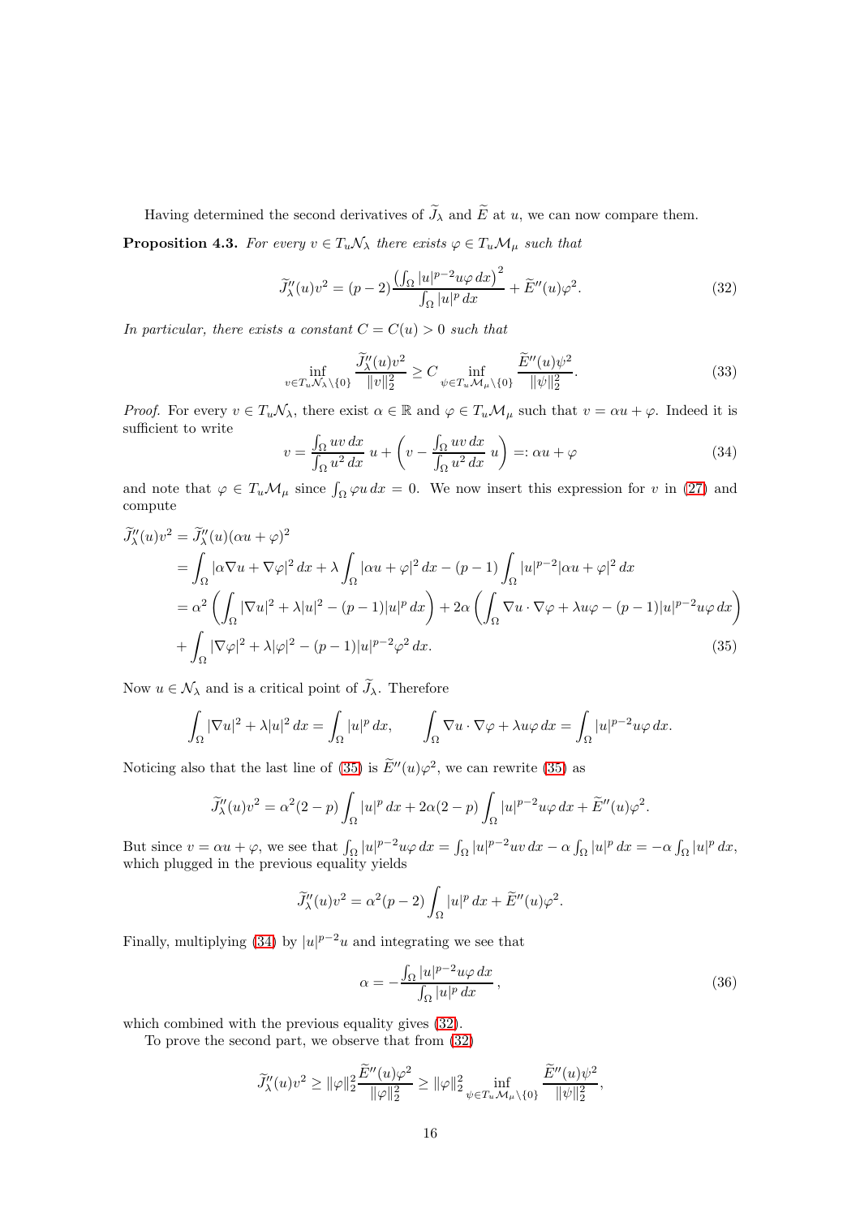Having determined the second derivatives of $\widetilde{J}_\lambda$ and $\widetilde{E}$ at $u$, we can now compare them.

**Proposition 4.3.** *For every $v \in T_u\mathcal{N}_\lambda$ there exists $\varphi \in T_u\mathcal{M}_\mu$ such that*

$$\widetilde{J}_\lambda''(u)v^2 = (p-2)\frac{\left(\int_\Omega |u|^{p-2}u\varphi\,dx\right)^2}{\int_\Omega |u|^p\,dx} + \widetilde{E}''(u)\varphi^2. \tag{32}$$

*In particular, there exists a constant $C = C(u) > 0$ such that*

$$\inf_{v\in T_u\mathcal{N}_\lambda\setminus\{0\}} \frac{\widetilde{J}_\lambda''(u)v^2}{\|v\|_2^2} \geq C \inf_{\psi\in T_u\mathcal{M}_\mu\setminus\{0\}} \frac{\widetilde{E}''(u)\psi^2}{\|\psi\|_2^2}. \tag{33}$$

*Proof.* For every $v \in T_u\mathcal{N}_\lambda$, there exist $\alpha \in \mathbb{R}$ and $\varphi \in T_u\mathcal{M}_\mu$ such that $v = \alpha u + \varphi$. Indeed it is sufficient to write

$$v = \frac{\int_\Omega uv\,dx}{\int_\Omega u^2\,dx}\,u + \left(v - \frac{\int_\Omega uv\,dx}{\int_\Omega u^2\,dx}\,u\right) =: \alpha u + \varphi \tag{34}$$

and note that $\varphi \in T_u\mathcal{M}_\mu$ since $\int_\Omega \varphi u\,dx = 0$. We now insert this expression for $v$ in (27) and compute

$$\begin{aligned}
\widetilde{J}_\lambda''(u)v^2 &= \widetilde{J}_\lambda''(u)(\alpha u + \varphi)^2 \\
&= \int_\Omega |\alpha\nabla u + \nabla\varphi|^2\,dx + \lambda\int_\Omega |\alpha u + \varphi|^2\,dx - (p-1)\int_\Omega |u|^{p-2}|\alpha u + \varphi|^2\,dx \\
&= \alpha^2\left(\int_\Omega |\nabla u|^2 + \lambda|u|^2 - (p-1)|u|^p\,dx\right) + 2\alpha\left(\int_\Omega \nabla u\cdot\nabla\varphi + \lambda u\varphi - (p-1)|u|^{p-2}u\varphi\,dx\right) \\
&\quad + \int_\Omega |\nabla\varphi|^2 + \lambda|\varphi|^2 - (p-1)|u|^{p-2}\varphi^2\,dx.
\end{aligned} \tag{35}$$

Now $u \in \mathcal{N}_\lambda$ and is a critical point of $\widetilde{J}_\lambda$. Therefore

$$\int_\Omega |\nabla u|^2 + \lambda|u|^2\,dx = \int_\Omega |u|^p\,dx, \qquad \int_\Omega \nabla u\cdot\nabla\varphi + \lambda u\varphi\,dx = \int_\Omega |u|^{p-2}u\varphi\,dx.$$

Noticing also that the last line of (35) is $\widetilde{E}''(u)\varphi^2$, we can rewrite (35) as

$$\widetilde{J}_\lambda''(u)v^2 = \alpha^2(2-p)\int_\Omega |u|^p\,dx + 2\alpha(2-p)\int_\Omega |u|^{p-2}u\varphi\,dx + \widetilde{E}''(u)\varphi^2.$$

But since $v = \alpha u + \varphi$, we see that $\int_\Omega |u|^{p-2}u\varphi\,dx = \int_\Omega |u|^{p-2}uv\,dx - \alpha\int_\Omega |u|^p\,dx = -\alpha\int_\Omega |u|^p\,dx$, which plugged in the previous equality yields

$$\widetilde{J}_\lambda''(u)v^2 = \alpha^2(p-2)\int_\Omega |u|^p\,dx + \widetilde{E}''(u)\varphi^2.$$

Finally, multiplying (34) by $|u|^{p-2}u$ and integrating we see that

$$\alpha = -\frac{\int_\Omega |u|^{p-2}u\varphi\,dx}{\int_\Omega |u|^p\,dx}\,, \tag{36}$$

which combined with the previous equality gives (32).

To prove the second part, we observe that from (32)

$$\widetilde{J}_\lambda''(u)v^2 \geq \|\varphi\|_2^2\frac{\widetilde{E}''(u)\varphi^2}{\|\varphi\|_2^2} \geq \|\varphi\|_2^2 \inf_{\psi\in T_u\mathcal{M}_\mu\setminus\{0\}} \frac{\widetilde{E}''(u)\psi^2}{\|\psi\|_2^2},$$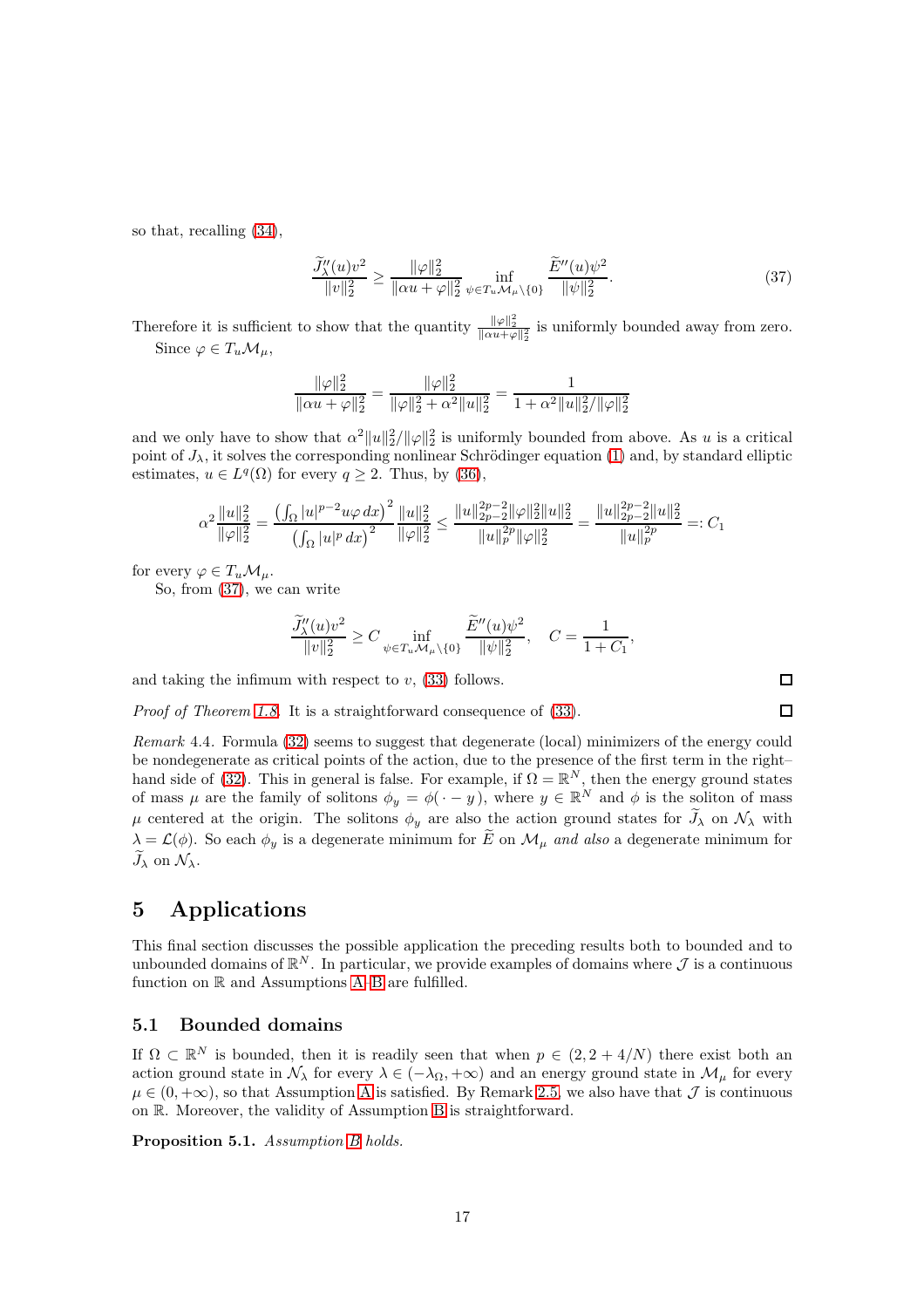so that, recalling (34),

$$\frac{\widetilde{J}_\lambda''(u)v^2}{\|v\|_2^2} \geq \frac{\|\varphi\|_2^2}{\|\alpha u + \varphi\|_2^2} \inf_{\psi \in T_u\mathcal{M}_\mu \setminus \{0\}} \frac{\widetilde{E}''(u)\psi^2}{\|\psi\|_2^2}. \tag{37}$$

Therefore it is sufficient to show that the quantity $\frac{\|\varphi\|_2^2}{\|\alpha u+\varphi\|_2^2}$ is uniformly bounded away from zero.

Since $\varphi \in T_u\mathcal{M}_\mu$,

$$\frac{\|\varphi\|_2^2}{\|\alpha u + \varphi\|_2^2} = \frac{\|\varphi\|_2^2}{\|\varphi\|_2^2 + \alpha^2\|u\|_2^2} = \frac{1}{1 + \alpha^2\|u\|_2^2/\|\varphi\|_2^2}$$

and we only have to show that $\alpha^2\|u\|_2^2/\|\varphi\|_2^2$ is uniformly bounded from above. As $u$ is a critical point of $J_\lambda$, it solves the corresponding nonlinear Schrödinger equation (1) and, by standard elliptic estimates, $u \in L^q(\Omega)$ for every $q \geq 2$. Thus, by (36),

$$\alpha^2 \frac{\|u\|_2^2}{\|\varphi\|_2^2} = \frac{\left(\int_\Omega |u|^{p-2}u\varphi\,dx\right)^2}{\left(\int_\Omega |u|^p\,dx\right)^2}\frac{\|u\|_2^2}{\|\varphi\|_2^2} \leq \frac{\|u\|_{2p-2}^{2p-2}\|\varphi\|_2^2\|u\|_2^2}{\|u\|_p^{2p}\|\varphi\|_2^2} = \frac{\|u\|_{2p-2}^{2p-2}\|u\|_2^2}{\|u\|_p^{2p}} =: C_1$$

for every $\varphi \in T_u\mathcal{M}_\mu$.

So, from (37), we can write

$$\frac{\widetilde{J}_\lambda''(u)v^2}{\|v\|_2^2} \geq C \inf_{\psi \in T_u\mathcal{M}_\mu \setminus \{0\}} \frac{\widetilde{E}''(u)\psi^2}{\|\psi\|_2^2}, \quad C = \frac{1}{1+C_1},$$

and taking the infimum with respect to $v$, (33) follows. □

*Proof of Theorem 1.8.* It is a straightforward consequence of (33). □

*Remark* 4.4. Formula (32) seems to suggest that degenerate (local) minimizers of the energy could be nondegenerate as critical points of the action, due to the presence of the first term in the right–hand side of (32). This in general is false. For example, if $\Omega = \mathbb{R}^N$, then the energy ground states of mass $\mu$ are the family of solitons $\phi_y = \phi(\cdot - y)$, where $y \in \mathbb{R}^N$ and $\phi$ is the soliton of mass $\mu$ centered at the origin. The solitons $\phi_y$ are also the action ground states for $\widetilde{J}_\lambda$ on $\mathcal{N}_\lambda$ with $\lambda = \mathcal{L}(\phi)$. So each $\phi_y$ is a degenerate minimum for $\widetilde{E}$ on $\mathcal{M}_\mu$ *and also* a degenerate minimum for $\widetilde{J}_\lambda$ on $\mathcal{N}_\lambda$.

# 5 Applications

This final section discusses the possible application the preceding results both to bounded and to unbounded domains of $\mathbb{R}^N$. In particular, we provide examples of domains where $\mathcal{J}$ is a continuous function on $\mathbb{R}$ and Assumptions A–B are fulfilled.

## 5.1 Bounded domains

If $\Omega \subset \mathbb{R}^N$ is bounded, then it is readily seen that when $p \in (2, 2+4/N)$ there exist both an action ground state in $\mathcal{N}_\lambda$ for every $\lambda \in (-\lambda_\Omega, +\infty)$ and an energy ground state in $\mathcal{M}_\mu$ for every $\mu \in (0, +\infty)$, so that Assumption A is satisfied. By Remark 2.5, we also have that $\mathcal{J}$ is continuous on $\mathbb{R}$. Moreover, the validity of Assumption B is straightforward.

**Proposition 5.1.** *Assumption B holds.*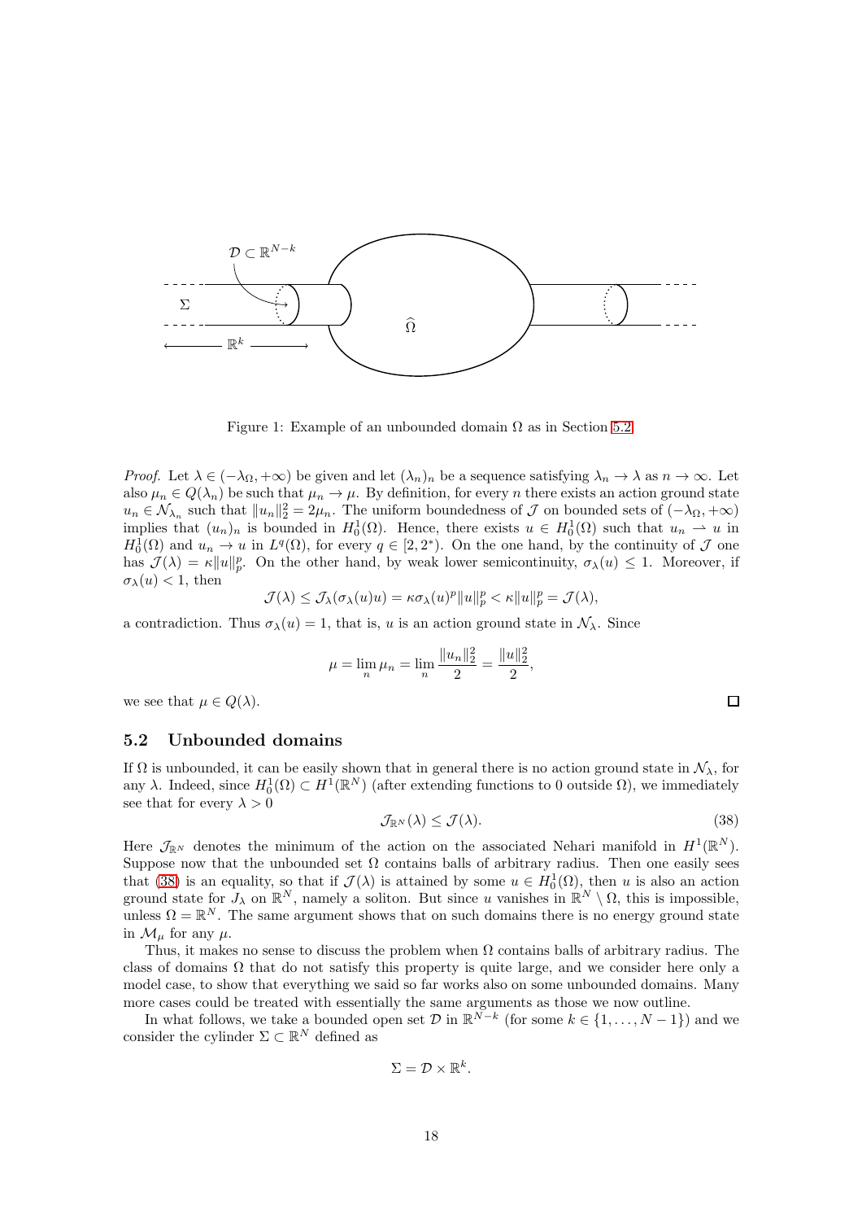Figure 1: Example of an unbounded domain $\Omega$ as in Section 5.2.

*Proof.* Let $\lambda \in (-\lambda_\Omega, +\infty)$ be given and let $(\lambda_n)_n$ be a sequence satisfying $\lambda_n \to \lambda$ as $n \to \infty$. Let also $\mu_n \in Q(\lambda_n)$ be such that $\mu_n \to \mu$. By definition, for every $n$ there exists an action ground state $u_n \in \mathcal{N}_{\lambda_n}$ such that $\|u_n\|_2^2 = 2\mu_n$. The uniform boundedness of $\mathcal{J}$ on bounded sets of $(-\lambda_\Omega, +\infty)$ implies that $(u_n)_n$ is bounded in $H_0^1(\Omega)$. Hence, there exists $u \in H_0^1(\Omega)$ such that $u_n \rightharpoonup u$ in $H_0^1(\Omega)$ and $u_n \to u$ in $L^q(\Omega)$, for every $q \in [2, 2^*)$. On the one hand, by the continuity of $\mathcal{J}$ one has $\mathcal{J}(\lambda) = \kappa \|u\|_p^p$. On the other hand, by weak lower semicontinuity, $\sigma_\lambda(u) \leq 1$. Moreover, if $\sigma_\lambda(u) < 1$, then

$$\mathcal{J}(\lambda) \leq \mathcal{J}_\lambda(\sigma_\lambda(u)u) = \kappa \sigma_\lambda(u)^p \|u\|_p^p < \kappa \|u\|_p^p = \mathcal{J}(\lambda),$$

a contradiction. Thus $\sigma_\lambda(u) = 1$, that is, $u$ is an action ground state in $\mathcal{N}_\lambda$. Since

$$\mu = \lim_n \mu_n = \lim_n \frac{\|u_n\|_2^2}{2} = \frac{\|u\|_2^2}{2},$$

we see that $\mu \in Q(\lambda)$. $\square$

## 5.2 Unbounded domains

If $\Omega$ is unbounded, it can be easily shown that in general there is no action ground state in $\mathcal{N}_\lambda$, for any $\lambda$. Indeed, since $H_0^1(\Omega) \subset H^1(\mathbb{R}^N)$ (after extending functions to 0 outside $\Omega$), we immediately see that for every $\lambda > 0$

$$\mathcal{J}_{\mathbb{R}^N}(\lambda) \leq \mathcal{J}(\lambda). \tag{38}$$

Here $\mathcal{J}_{\mathbb{R}^N}$ denotes the minimum of the action on the associated Nehari manifold in $H^1(\mathbb{R}^N)$. Suppose now that the unbounded set $\Omega$ contains balls of arbitrary radius. Then one easily sees that (38) is an equality, so that if $\mathcal{J}(\lambda)$ is attained by some $u \in H_0^1(\Omega)$, then $u$ is also an action ground state for $J_\lambda$ on $\mathbb{R}^N$, namely a soliton. But since $u$ vanishes in $\mathbb{R}^N \setminus \Omega$, this is impossible, unless $\Omega = \mathbb{R}^N$. The same argument shows that on such domains there is no energy ground state in $\mathcal{M}_\mu$ for any $\mu$.

Thus, it makes no sense to discuss the problem when $\Omega$ contains balls of arbitrary radius. The class of domains $\Omega$ that do not satisfy this property is quite large, and we consider here only a model case, to show that everything we said so far works also on some unbounded domains. Many more cases could be treated with essentially the same arguments as those we now outline.

In what follows, we take a bounded open set $\mathcal{D}$ in $\mathbb{R}^{N-k}$ (for some $k \in \{1, \ldots, N-1\}$) and we consider the cylinder $\Sigma \subset \mathbb{R}^N$ defined as

$$\Sigma = \mathcal{D} \times \mathbb{R}^k.$$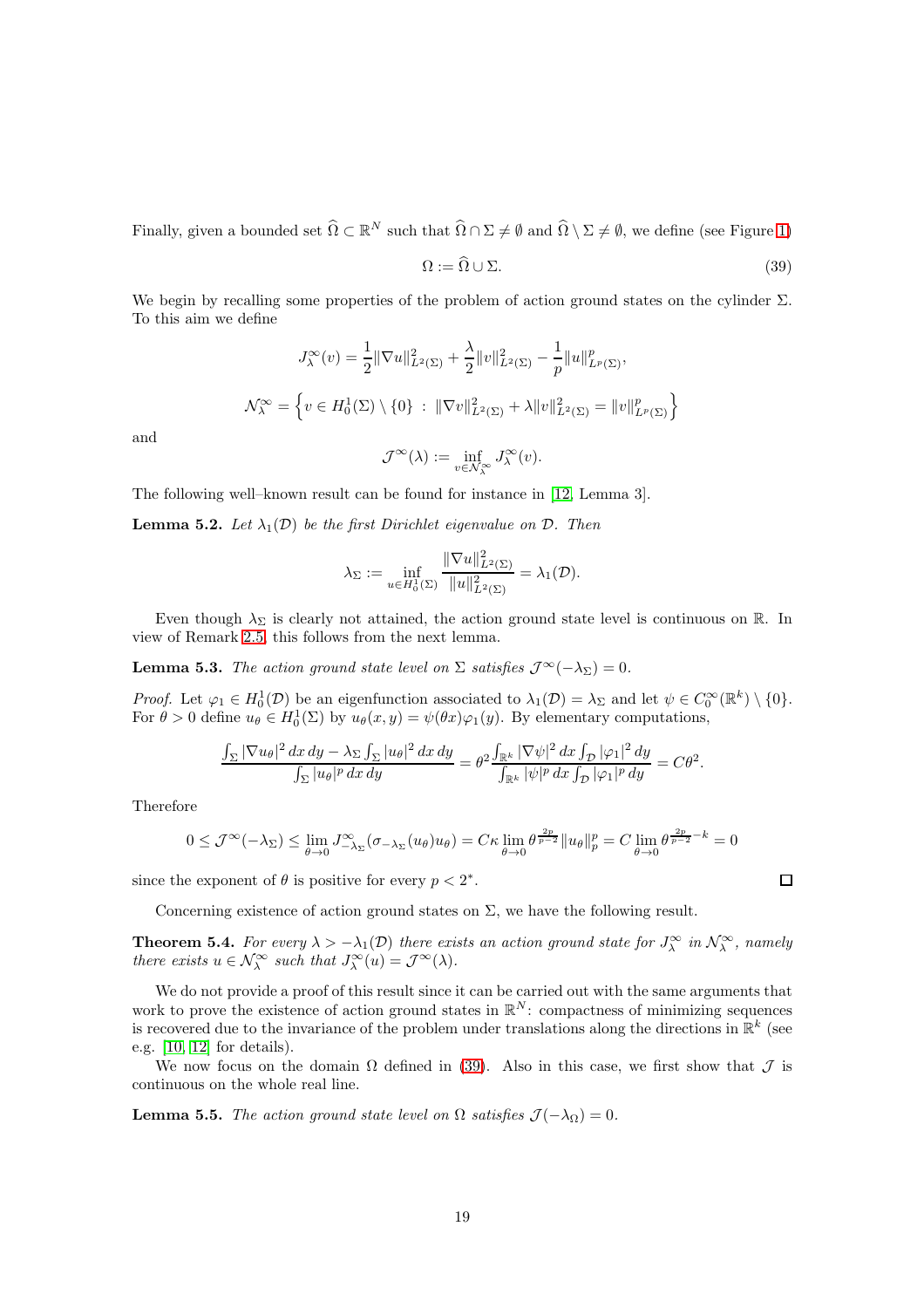Finally, given a bounded set $\widehat{\Omega} \subset \mathbb{R}^N$ such that $\widehat{\Omega} \cap \Sigma \neq \emptyset$ and $\widehat{\Omega} \setminus \Sigma \neq \emptyset$, we define (see Figure 1)

$$\Omega := \widehat{\Omega} \cup \Sigma. \tag{39}$$

We begin by recalling some properties of the problem of action ground states on the cylinder $\Sigma$. To this aim we define

$$J_\lambda^\infty(v) = \frac{1}{2}\|\nabla u\|_{L^2(\Sigma)}^2 + \frac{\lambda}{2}\|v\|_{L^2(\Sigma)}^2 - \frac{1}{p}\|u\|_{L^p(\Sigma)}^p,$$

$$\mathcal{N}_\lambda^\infty = \left\{ v \in H_0^1(\Sigma) \setminus \{0\} \,:\, \|\nabla v\|_{L^2(\Sigma)}^2 + \lambda\|v\|_{L^2(\Sigma)}^2 = \|v\|_{L^p(\Sigma)}^p \right\}$$

and

$$\mathcal{J}^\infty(\lambda) := \inf_{v \in \mathcal{N}_\lambda^\infty} J_\lambda^\infty(v).$$

The following well–known result can be found for instance in [12, Lemma 3].

**Lemma 5.2.** *Let $\lambda_1(\mathcal{D})$ be the first Dirichlet eigenvalue on $\mathcal{D}$. Then*

$$\lambda_\Sigma := \inf_{u \in H_0^1(\Sigma)} \frac{\|\nabla u\|_{L^2(\Sigma)}^2}{\|u\|_{L^2(\Sigma)}^2} = \lambda_1(\mathcal{D}).$$

Even though $\lambda_\Sigma$ is clearly not attained, the action ground state level is continuous on $\mathbb{R}$. In view of Remark 2.5, this follows from the next lemma.

**Lemma 5.3.** *The action ground state level on $\Sigma$ satisfies $\mathcal{J}^\infty(-\lambda_\Sigma) = 0$.*

*Proof.* Let $\varphi_1 \in H_0^1(\mathcal{D})$ be an eigenfunction associated to $\lambda_1(\mathcal{D}) = \lambda_\Sigma$ and let $\psi \in C_0^\infty(\mathbb{R}^k) \setminus \{0\}$. For $\theta > 0$ define $u_\theta \in H_0^1(\Sigma)$ by $u_\theta(x, y) = \psi(\theta x)\varphi_1(y)$. By elementary computations,

$$\frac{\int_\Sigma |\nabla u_\theta|^2 \,dx\,dy - \lambda_\Sigma \int_\Sigma |u_\theta|^2 \,dx\,dy}{\int_\Sigma |u_\theta|^p \,dx\,dy} = \theta^2 \frac{\int_{\mathbb{R}^k} |\nabla \psi|^2 \,dx \int_{\mathcal{D}} |\varphi_1|^2 \,dy}{\int_{\mathbb{R}^k} |\psi|^p \,dx \int_{\mathcal{D}} |\varphi_1|^p \,dy} = C\theta^2.$$

Therefore

$$0 \leq \mathcal{J}^\infty(-\lambda_\Sigma) \leq \lim_{\theta \to 0} J_{-\lambda_\Sigma}^\infty(\sigma_{-\lambda_\Sigma}(u_\theta)u_\theta) = C\kappa \lim_{\theta \to 0} \theta^{\frac{2p}{p-2}} \|u_\theta\|_p^p = C \lim_{\theta \to 0} \theta^{\frac{2p}{p-2} - k} = 0$$

since the exponent of $\theta$ is positive for every $p < 2^*$. $\square$

Concerning existence of action ground states on $\Sigma$, we have the following result.

**Theorem 5.4.** *For every $\lambda > -\lambda_1(\mathcal{D})$ there exists an action ground state for $J_\lambda^\infty$ in $\mathcal{N}_\lambda^\infty$, namely there exists $u \in \mathcal{N}_\lambda^\infty$ such that $J_\lambda^\infty(u) = \mathcal{J}^\infty(\lambda)$.*

We do not provide a proof of this result since it can be carried out with the same arguments that work to prove the existence of action ground states in $\mathbb{R}^N$: compactness of minimizing sequences is recovered due to the invariance of the problem under translations along the directions in $\mathbb{R}^k$ (see e.g. [10, 12] for details).

We now focus on the domain $\Omega$ defined in (39). Also in this case, we first show that $\mathcal{J}$ is continuous on the whole real line.

**Lemma 5.5.** *The action ground state level on $\Omega$ satisfies $\mathcal{J}(-\lambda_\Omega) = 0$.*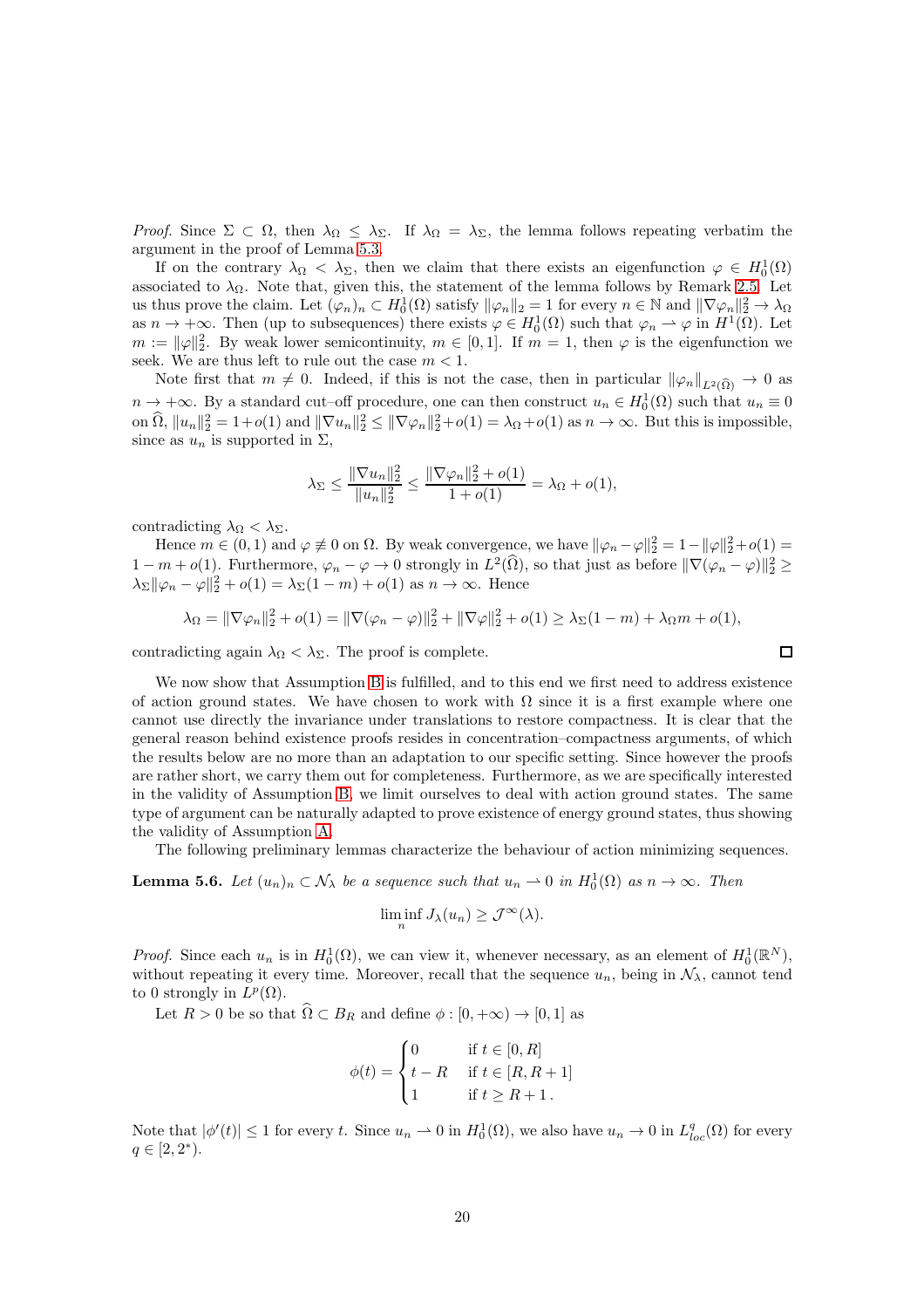*Proof.* Since $\Sigma \subset \Omega$, then $\lambda_\Omega \le \lambda_\Sigma$. If $\lambda_\Omega = \lambda_\Sigma$, the lemma follows repeating verbatim the argument in the proof of Lemma 5.3.

If on the contrary $\lambda_\Omega < \lambda_\Sigma$, then we claim that there exists an eigenfunction $\varphi \in H_0^1(\Omega)$ associated to $\lambda_\Omega$. Note that, given this, the statement of the lemma follows by Remark 2.5. Let us thus prove the claim. Let $(\varphi_n)_n \subset H_0^1(\Omega)$ satisfy $\|\varphi_n\|_2 = 1$ for every $n \in \mathbb{N}$ and $\|\nabla\varphi_n\|_2^2 \to \lambda_\Omega$ as $n \to +\infty$. Then (up to subsequences) there exists $\varphi \in H_0^1(\Omega)$ such that $\varphi_n \rightharpoonup \varphi$ in $H^1(\Omega)$. Let $m := \|\varphi\|_2^2$. By weak lower semicontinuity, $m \in [0,1]$. If $m = 1$, then $\varphi$ is the eigenfunction we seek. We are thus left to rule out the case $m < 1$.

Note first that $m \neq 0$. Indeed, if this is not the case, then in particular $\|\varphi_n\|_{L^2(\widehat{\Omega})} \to 0$ as $n \to +\infty$. By a standard cut–off procedure, one can then construct $u_n \in H_0^1(\Omega)$ such that $u_n \equiv 0$ on $\widehat{\Omega}$, $\|u_n\|_2^2 = 1 + o(1)$ and $\|\nabla u_n\|_2^2 \le \|\nabla\varphi_n\|_2^2 + o(1) = \lambda_\Omega + o(1)$ as $n \to \infty$. But this is impossible, since as $u_n$ is supported in $\Sigma$,

$$\lambda_\Sigma \le \frac{\|\nabla u_n\|_2^2}{\|u_n\|_2^2} \le \frac{\|\nabla\varphi_n\|_2^2 + o(1)}{1 + o(1)} = \lambda_\Omega + o(1),$$

contradicting $\lambda_\Omega < \lambda_\Sigma$.

Hence $m \in (0,1)$ and $\varphi \not\equiv 0$ on $\Omega$. By weak convergence, we have $\|\varphi_n - \varphi\|_2^2 = 1 - \|\varphi\|_2^2 + o(1) = 1 - m + o(1)$. Furthermore, $\varphi_n - \varphi \to 0$ strongly in $L^2(\widehat{\Omega})$, so that just as before $\|\nabla(\varphi_n - \varphi)\|_2^2 \ge \lambda_\Sigma\|\varphi_n - \varphi\|_2^2 + o(1) = \lambda_\Sigma(1-m) + o(1)$ as $n \to \infty$. Hence

$$\lambda_\Omega = \|\nabla\varphi_n\|_2^2 + o(1) = \|\nabla(\varphi_n - \varphi)\|_2^2 + \|\nabla\varphi\|_2^2 + o(1) \ge \lambda_\Sigma(1-m) + \lambda_\Omega m + o(1),$$

contradicting again $\lambda_\Omega < \lambda_\Sigma$. The proof is complete. $\square$

We now show that Assumption B is fulfilled, and to this end we first need to address existence of action ground states. We have chosen to work with $\Omega$ since it is a first example where one cannot use directly the invariance under translations to restore compactness. It is clear that the general reason behind existence proofs resides in concentration–compactness arguments, of which the results below are no more than an adaptation to our specific setting. Since however the proofs are rather short, we carry them out for completeness. Furthermore, as we are specifically interested in the validity of Assumption B, we limit ourselves to deal with action ground states. The same type of argument can be naturally adapted to prove existence of energy ground states, thus showing the validity of Assumption A.

The following preliminary lemmas characterize the behaviour of action minimizing sequences.

**Lemma 5.6.** *Let $(u_n)_n \subset \mathcal{N}_\lambda$ be a sequence such that $u_n \rightharpoonup 0$ in $H_0^1(\Omega)$ as $n \to \infty$. Then*

$$\liminf_n J_\lambda(u_n) \ge \mathcal{J}^\infty(\lambda).$$

*Proof.* Since each $u_n$ is in $H_0^1(\Omega)$, we can view it, whenever necessary, as an element of $H_0^1(\mathbb{R}^N)$, without repeating it every time. Moreover, recall that the sequence $u_n$, being in $\mathcal{N}_\lambda$, cannot tend to 0 strongly in $L^p(\Omega)$.

Let $R > 0$ be so that $\widehat{\Omega} \subset B_R$ and define $\phi : [0, +\infty) \to [0,1]$ as

$$\phi(t) = \begin{cases} 0 & \text{if } t \in [0, R] \\ t - R & \text{if } t \in [R, R+1] \\ 1 & \text{if } t \ge R + 1\,. \end{cases}$$

Note that $|\phi'(t)| \le 1$ for every $t$. Since $u_n \rightharpoonup 0$ in $H_0^1(\Omega)$, we also have $u_n \to 0$ in $L^q_{loc}(\Omega)$ for every $q \in [2, 2^*)$.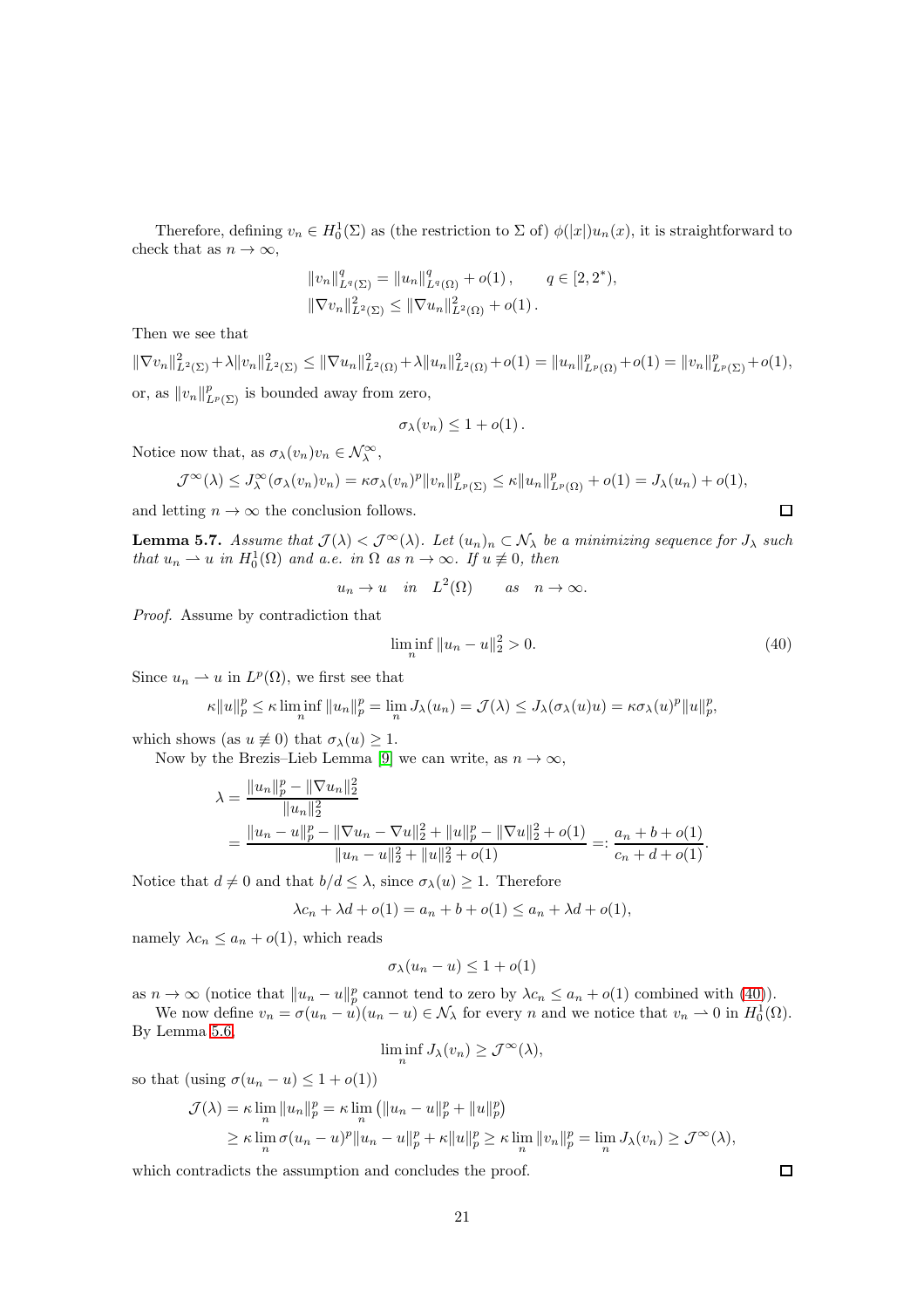Therefore, defining $v_n \in H_0^1(\Sigma)$ as (the restriction to $\Sigma$ of) $\phi(|x|)u_n(x)$, it is straightforward to check that as $n \to \infty$,

$$
\begin{aligned}
&\|v_n\|_{L^q(\Sigma)}^q = \|u_n\|_{L^q(\Omega)}^q + o(1)\,, \qquad q \in [2, 2^*), \\
&\|\nabla v_n\|_{L^2(\Sigma)}^2 \le \|\nabla u_n\|_{L^2(\Omega)}^2 + o(1)\,.
\end{aligned}
$$

Then we see that

$$
\|\nabla v_n\|_{L^2(\Sigma)}^2 + \lambda \|v_n\|_{L^2(\Sigma)}^2 \le \|\nabla u_n\|_{L^2(\Omega)}^2 + \lambda \|u_n\|_{L^2(\Omega)}^2 + o(1) = \|u_n\|_{L^p(\Omega)}^p + o(1) = \|v_n\|_{L^p(\Sigma)}^p + o(1),
$$

or, as $\|v_n\|_{L^p(\Sigma)}^p$ is bounded away from zero,

$$
\sigma_\lambda(v_n) \le 1 + o(1)\,.
$$

Notice now that, as $\sigma_\lambda(v_n)v_n \in \mathcal{N}_\lambda^\infty$,

$$
\mathcal{J}^\infty(\lambda) \le J_\lambda^\infty(\sigma_\lambda(v_n)v_n) = \kappa \sigma_\lambda(v_n)^p \|v_n\|_{L^p(\Sigma)}^p \le \kappa \|u_n\|_{L^p(\Omega)}^p + o(1) = J_\lambda(u_n) + o(1),
$$

and letting $n \to \infty$ the conclusion follows. ◻

**Lemma 5.7.** *Assume that $\mathcal{J}(\lambda) < \mathcal{J}^\infty(\lambda)$. Let $(u_n)_n \subset \mathcal{N}_\lambda$ be a minimizing sequence for $J_\lambda$ such that $u_n \rightharpoonup u$ in $H_0^1(\Omega)$ and a.e. in $\Omega$ as $n \to \infty$. If $u \not\equiv 0$, then*

$$
u_n \to u \quad in \quad L^2(\Omega) \qquad as \quad n \to \infty.
$$

*Proof.* Assume by contradiction that

$$
\liminf_n \|u_n - u\|_2^2 > 0. \tag{40}
$$

Since $u_n \rightharpoonup u$ in $L^p(\Omega)$, we first see that

$$
\kappa \|u\|_p^p \le \kappa \liminf_n \|u_n\|_p^p = \lim_n J_\lambda(u_n) = \mathcal{J}(\lambda) \le J_\lambda(\sigma_\lambda(u)u) = \kappa \sigma_\lambda(u)^p \|u\|_p^p,
$$

which shows (as $u \not\equiv 0$) that $\sigma_\lambda(u) \ge 1$.

Now by the Brezis–Lieb Lemma [9] we can write, as $n \to \infty$,

$$
\begin{aligned}
\lambda &= \frac{\|u_n\|_p^p - \|\nabla u_n\|_2^2}{\|u_n\|_2^2} \\
&= \frac{\|u_n - u\|_p^p - \|\nabla u_n - \nabla u\|_2^2 + \|u\|_p^p - \|\nabla u\|_2^2 + o(1)}{\|u_n - u\|_2^2 + \|u\|_2^2 + o(1)} =: \frac{a_n + b + o(1)}{c_n + d + o(1)}.
\end{aligned}
$$

Notice that $d \ne 0$ and that $b/d \le \lambda$, since $\sigma_\lambda(u) \ge 1$. Therefore

$$
\lambda c_n + \lambda d + o(1) = a_n + b + o(1) \le a_n + \lambda d + o(1),
$$

namely $\lambda c_n \le a_n + o(1)$, which reads

$$
\sigma_\lambda(u_n - u) \le 1 + o(1)
$$

as $n \to \infty$ (notice that $\|u_n - u\|_p^p$ cannot tend to zero by $\lambda c_n \le a_n + o(1)$ combined with (40)).

We now define $v_n = \sigma(u_n - u)(u_n - u) \in \mathcal{N}_\lambda$ for every $n$ and we notice that $v_n \rightharpoonup 0$ in $H_0^1(\Omega)$. By Lemma 5.6,

$$
\liminf_n J_\lambda(v_n) \ge \mathcal{J}^\infty(\lambda),
$$

so that (using $\sigma(u_n - u) \le 1 + o(1)$)

$$
\begin{aligned}
\mathcal{J}(\lambda) &= \kappa \lim_n \|u_n\|_p^p = \kappa \lim_n \left(\|u_n - u\|_p^p + \|u\|_p^p\right) \\
&\ge \kappa \lim_n \sigma(u_n - u)^p \|u_n - u\|_p^p + \kappa \|u\|_p^p \ge \kappa \lim_n \|v_n\|_p^p = \lim_n J_\lambda(v_n) \ge \mathcal{J}^\infty(\lambda),
\end{aligned}
$$

which contradicts the assumption and concludes the proof. ◻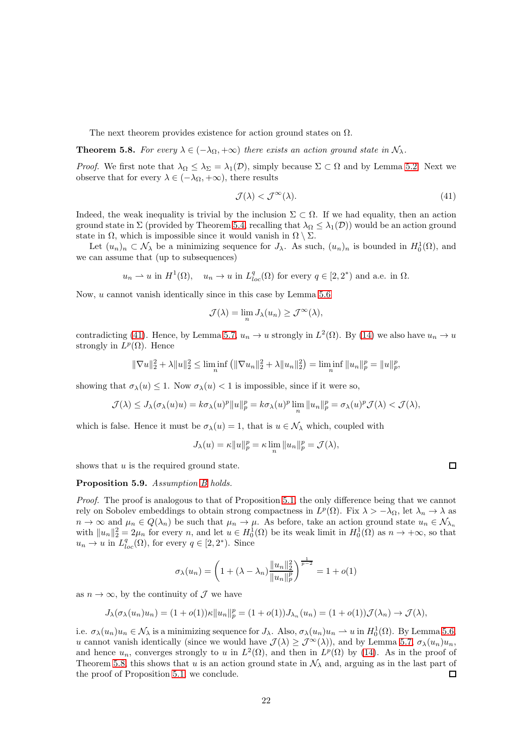The next theorem provides existence for action ground states on $\Omega$.

**Theorem 5.8.** *For every $\lambda \in (-\lambda_\Omega, +\infty)$ there exists an action ground state in $\mathcal{N}_\lambda$.*

*Proof.* We first note that $\lambda_\Omega \leq \lambda_\Sigma = \lambda_1(\mathcal{D})$, simply because $\Sigma \subset \Omega$ and by Lemma 5.2. Next we observe that for every $\lambda \in (-\lambda_\Omega, +\infty)$, there results

$$\mathcal{J}(\lambda) < \mathcal{J}^\infty(\lambda). \tag{41}$$

Indeed, the weak inequality is trivial by the inclusion $\Sigma \subset \Omega$. If we had equality, then an action ground state in $\Sigma$ (provided by Theorem 5.4, recalling that $\lambda_\Omega \leq \lambda_1(\mathcal{D})$) would be an action ground state in $\Omega$, which is impossible since it would vanish in $\Omega \setminus \Sigma$.

Let $(u_n)_n \subset \mathcal{N}_\lambda$ be a minimizing sequence for $J_\lambda$. As such, $(u_n)_n$ is bounded in $H_0^1(\Omega)$, and we can assume that (up to subsequences)

$$u_n \rightharpoonup u \text{ in } H^1(\Omega), \quad u_n \to u \text{ in } L^q_{loc}(\Omega) \text{ for every } q \in [2, 2^*) \text{ and a.e. in } \Omega.$$

Now, $u$ cannot vanish identically since in this case by Lemma 5.6

$$\mathcal{J}(\lambda) = \lim_n J_\lambda(u_n) \geq \mathcal{J}^\infty(\lambda),$$

contradicting (41). Hence, by Lemma 5.7, $u_n \to u$ strongly in $L^2(\Omega)$. By (14) we also have $u_n \to u$ strongly in $L^p(\Omega)$. Hence

$$\|\nabla u\|_2^2 + \lambda \|u\|_2^2 \leq \liminf_n \left(\|\nabla u_n\|_2^2 + \lambda \|u_n\|_2^2\right) = \liminf_n \|u_n\|_p^p = \|u\|_p^p,$$

showing that $\sigma_\lambda(u) \leq 1$. Now $\sigma_\lambda(u) < 1$ is impossible, since if it were so,

$$\mathcal{J}(\lambda) \leq J_\lambda(\sigma_\lambda(u)u) = k\sigma_\lambda(u)^p \|u\|_p^p = k\sigma_\lambda(u)^p \lim_n \|u_n\|_p^p = \sigma_\lambda(u)^p \mathcal{J}(\lambda) < \mathcal{J}(\lambda),$$

which is false. Hence it must be $\sigma_\lambda(u) = 1$, that is $u \in \mathcal{N}_\lambda$ which, coupled with

$$J_\lambda(u) = \kappa \|u\|_p^p = \kappa \lim_n \|u_n\|_p^p = \mathcal{J}(\lambda),$$

shows that $u$ is the required ground state. $\square$

**Proposition 5.9.** *Assumption B holds.*

*Proof.* The proof is analogous to that of Proposition 5.1, the only difference being that we cannot rely on Sobolev embeddings to obtain strong compactness in $L^p(\Omega)$. Fix $\lambda > -\lambda_\Omega$, let $\lambda_n \to \lambda$ as $n \to \infty$ and $\mu_n \in Q(\lambda_n)$ be such that $\mu_n \to \mu$. As before, take an action ground state $u_n \in \mathcal{N}_{\lambda_n}$ with $\|u_n\|_2^2 = 2\mu_n$ for every $n$, and let $u \in H_0^1(\Omega)$ be its weak limit in $H_0^1(\Omega)$ as $n \to +\infty$, so that $u_n \to u$ in $L^q_{loc}(\Omega)$, for every $q \in [2, 2^*)$. Since

$$\sigma_\lambda(u_n) = \left(1 + (\lambda - \lambda_n)\frac{\|u_n\|_2^2}{\|u_n\|_p^p}\right)^{\frac{1}{p-2}} = 1 + o(1)$$

as $n \to \infty$, by the continuity of $\mathcal{J}$ we have

$$J_\lambda(\sigma_\lambda(u_n)u_n) = (1 + o(1))\kappa \|u_n\|_p^p = (1 + o(1))J_{\lambda_n}(u_n) = (1 + o(1))\mathcal{J}(\lambda_n) \to \mathcal{J}(\lambda),$$

i.e. $\sigma_\lambda(u_n)u_n \in \mathcal{N}_\lambda$ is a minimizing sequence for $J_\lambda$. Also, $\sigma_\lambda(u_n)u_n \rightharpoonup u$ in $H_0^1(\Omega)$. By Lemma 5.6, $u$ cannot vanish identically (since we would have $\mathcal{J}(\lambda) \geq \mathcal{J}^\infty(\lambda)$), and by Lemma 5.7, $\sigma_\lambda(u_n)u_n$, and hence $u_n$, converges strongly to $u$ in $L^2(\Omega)$, and then in $L^p(\Omega)$ by (14). As in the proof of Theorem 5.8, this shows that $u$ is an action ground state in $\mathcal{N}_\lambda$ and, arguing as in the last part of the proof of Proposition 5.1, we conclude. $\square$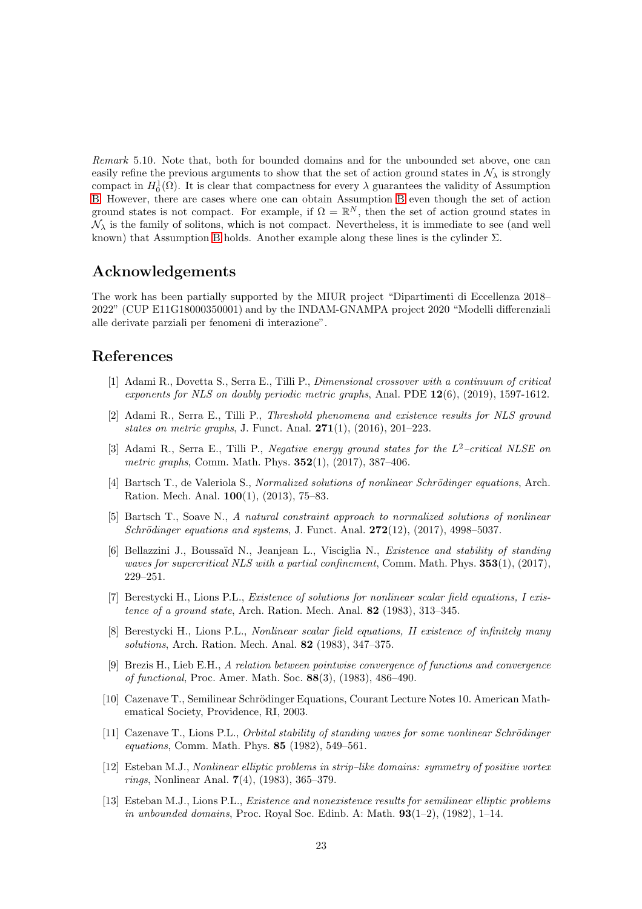*Remark* 5.10. Note that, both for bounded domains and for the unbounded set above, one can easily refine the previous arguments to show that the set of action ground states in $\mathcal{N}_\lambda$ is strongly compact in $H_0^1(\Omega)$. It is clear that compactness for every $\lambda$ guarantees the validity of Assumption B. However, there are cases where one can obtain Assumption B even though the set of action ground states is not compact. For example, if $\Omega = \mathbb{R}^N$, then the set of action ground states in $\mathcal{N}_\lambda$ is the family of solitons, which is not compact. Nevertheless, it is immediate to see (and well known) that Assumption B holds. Another example along these lines is the cylinder $\Sigma$.

## Acknowledgements

The work has been partially supported by the MIUR project "Dipartimenti di Eccellenza 2018–2022" (CUP E11G18000350001) and by the INDAM-GNAMPA project 2020 "Modelli differenziali alle derivate parziali per fenomeni di interazione".

## References

[1] Adami R., Dovetta S., Serra E., Tilli P., *Dimensional crossover with a continuum of critical exponents for NLS on doubly periodic metric graphs*, Anal. PDE **12**(6), (2019), 1597-1612.

[2] Adami R., Serra E., Tilli P., *Threshold phenomena and existence results for NLS ground states on metric graphs*, J. Funct. Anal. **271**(1), (2016), 201–223.

[3] Adami R., Serra E., Tilli P., *Negative energy ground states for the $L^2$–critical NLSE on metric graphs*, Comm. Math. Phys. **352**(1), (2017), 387–406.

[4] Bartsch T., de Valeriola S., *Normalized solutions of nonlinear Schrödinger equations*, Arch. Ration. Mech. Anal. **100**(1), (2013), 75–83.

[5] Bartsch T., Soave N., *A natural constraint approach to normalized solutions of nonlinear Schrödinger equations and systems*, J. Funct. Anal. **272**(12), (2017), 4998–5037.

[6] Bellazzini J., Boussaïd N., Jeanjean L., Visciglia N., *Existence and stability of standing waves for supercritical NLS with a partial confinement*, Comm. Math. Phys. **353**(1), (2017), 229–251.

[7] Berestycki H., Lions P.L., *Existence of solutions for nonlinear scalar field equations, I existence of a ground state*, Arch. Ration. Mech. Anal. **82** (1983), 313–345.

[8] Berestycki H., Lions P.L., *Nonlinear scalar field equations, II existence of infinitely many solutions*, Arch. Ration. Mech. Anal. **82** (1983), 347–375.

[9] Brezis H., Lieb E.H., *A relation between pointwise convergence of functions and convergence of functional*, Proc. Amer. Math. Soc. **88**(3), (1983), 486–490.

[10] Cazenave T., Semilinear Schrödinger Equations, Courant Lecture Notes 10. American Mathematical Society, Providence, RI, 2003.

[11] Cazenave T., Lions P.L., *Orbital stability of standing waves for some nonlinear Schrödinger equations*, Comm. Math. Phys. **85** (1982), 549–561.

[12] Esteban M.J., *Nonlinear elliptic problems in strip–like domains: symmetry of positive vortex rings*, Nonlinear Anal. **7**(4), (1983), 365–379.

[13] Esteban M.J., Lions P.L., *Existence and nonexistence results for semilinear elliptic problems in unbounded domains*, Proc. Royal Soc. Edinb. A: Math. **93**(1–2), (1982), 1–14.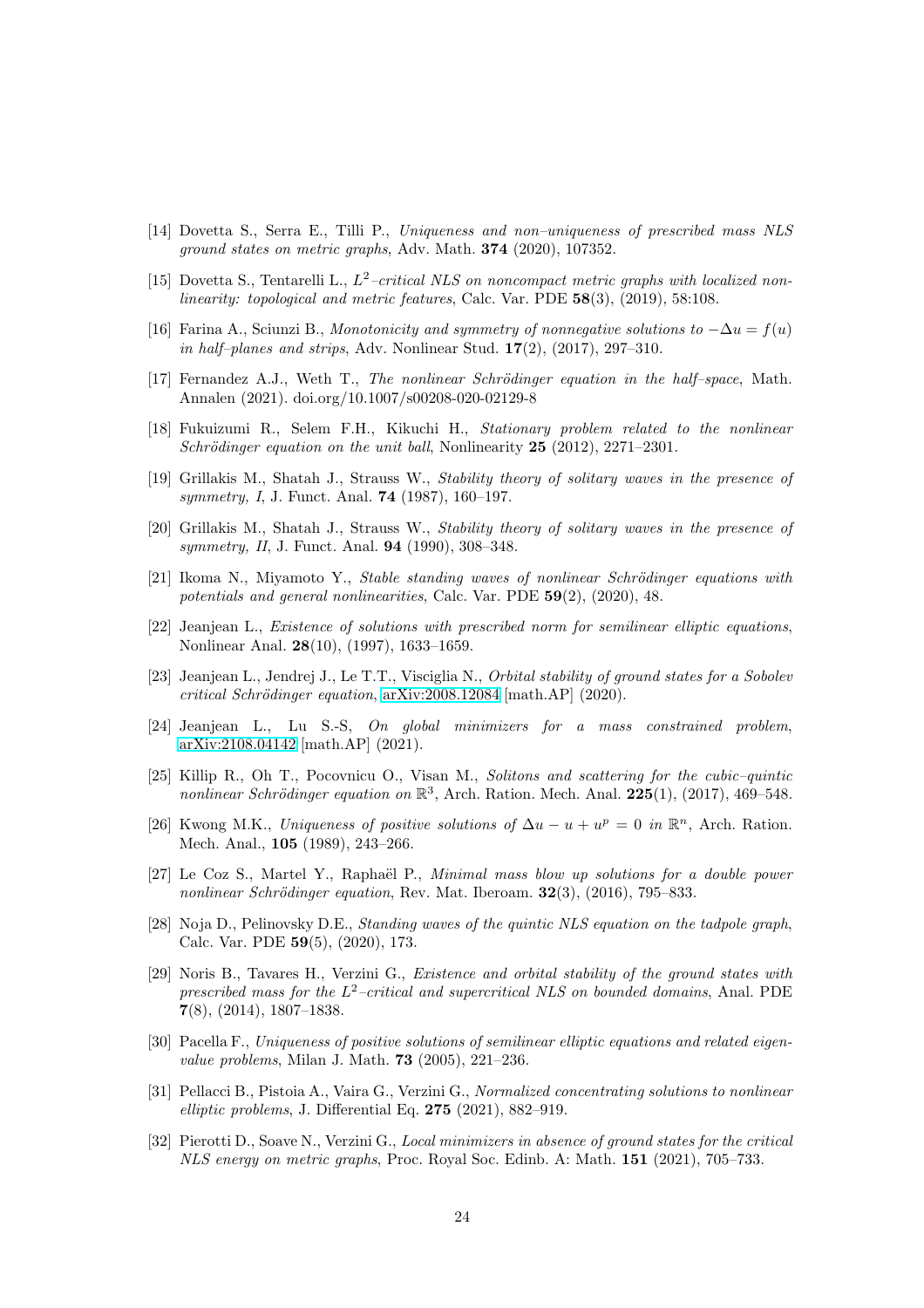[14] Dovetta S., Serra E., Tilli P., *Uniqueness and non–uniqueness of prescribed mass NLS ground states on metric graphs*, Adv. Math. **374** (2020), 107352.

[15] Dovetta S., Tentarelli L., *$L^2$–critical NLS on noncompact metric graphs with localized nonlinearity: topological and metric features*, Calc. Var. PDE **58**(3), (2019), 58:108.

[16] Farina A., Sciunzi B., *Monotonicity and symmetry of nonnegative solutions to $-\Delta u = f(u)$ in half–planes and strips*, Adv. Nonlinear Stud. **17**(2), (2017), 297–310.

[17] Fernandez A.J., Weth T., *The nonlinear Schrödinger equation in the half–space*, Math. Annalen (2021). doi.org/10.1007/s00208-020-02129-8

[18] Fukuizumi R., Selem F.H., Kikuchi H., *Stationary problem related to the nonlinear Schrödinger equation on the unit ball*, Nonlinearity **25** (2012), 2271–2301.

[19] Grillakis M., Shatah J., Strauss W., *Stability theory of solitary waves in the presence of symmetry, I*, J. Funct. Anal. **74** (1987), 160–197.

[20] Grillakis M., Shatah J., Strauss W., *Stability theory of solitary waves in the presence of symmetry, II*, J. Funct. Anal. **94** (1990), 308–348.

[21] Ikoma N., Miyamoto Y., *Stable standing waves of nonlinear Schrödinger equations with potentials and general nonlinearities*, Calc. Var. PDE **59**(2), (2020), 48.

[22] Jeanjean L., *Existence of solutions with prescribed norm for semilinear elliptic equations*, Nonlinear Anal. **28**(10), (1997), 1633–1659.

[23] Jeanjean L., Jendrej J., Le T.T., Visciglia N., *Orbital stability of ground states for a Sobolev critical Schrödinger equation*, arXiv:2008.12084 [math.AP] (2020).

[24] Jeanjean L., Lu S.-S, *On global minimizers for a mass constrained problem*, arXiv:2108.04142 [math.AP] (2021).

[25] Killip R., Oh T., Pocovnicu O., Visan M., *Solitons and scattering for the cubic–quintic nonlinear Schrödinger equation on $\mathbb{R}^3$*, Arch. Ration. Mech. Anal. **225**(1), (2017), 469–548.

[26] Kwong M.K., *Uniqueness of positive solutions of $\Delta u - u + u^p = 0$ in $\mathbb{R}^n$*, Arch. Ration. Mech. Anal., **105** (1989), 243–266.

[27] Le Coz S., Martel Y., Raphaël P., *Minimal mass blow up solutions for a double power nonlinear Schrödinger equation*, Rev. Mat. Iberoam. **32**(3), (2016), 795–833.

[28] Noja D., Pelinovsky D.E., *Standing waves of the quintic NLS equation on the tadpole graph*, Calc. Var. PDE **59**(5), (2020), 173.

[29] Noris B., Tavares H., Verzini G., *Existence and orbital stability of the ground states with prescribed mass for the $L^2$–critical and supercritical NLS on bounded domains*, Anal. PDE **7**(8), (2014), 1807–1838.

[30] Pacella F., *Uniqueness of positive solutions of semilinear elliptic equations and related eigenvalue problems*, Milan J. Math. **73** (2005), 221–236.

[31] Pellacci B., Pistoia A., Vaira G., Verzini G., *Normalized concentrating solutions to nonlinear elliptic problems*, J. Differential Eq. **275** (2021), 882–919.

[32] Pierotti D., Soave N., Verzini G., *Local minimizers in absence of ground states for the critical NLS energy on metric graphs*, Proc. Royal Soc. Edinb. A: Math. **151** (2021), 705–733.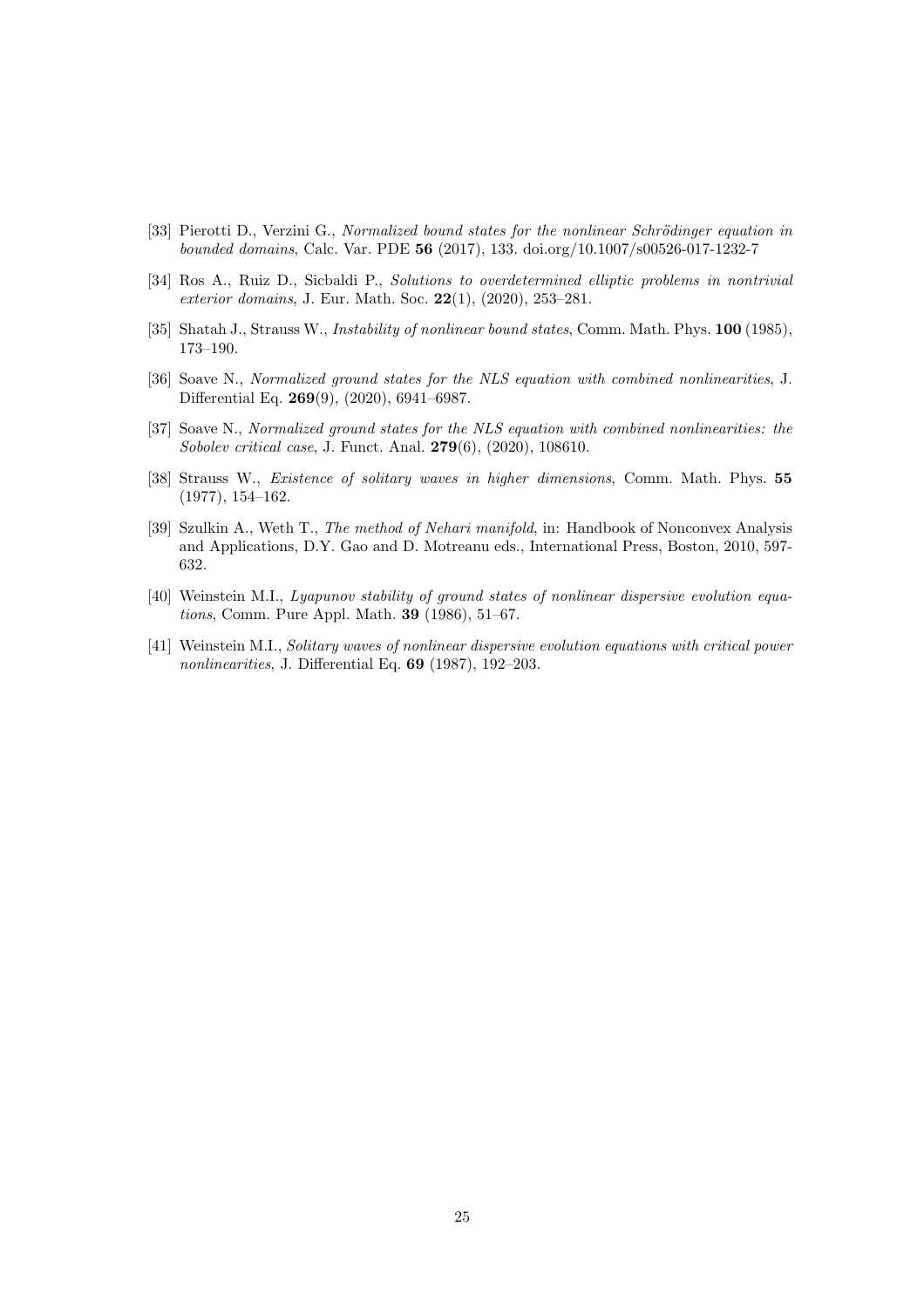[33] Pierotti D., Verzini G., *Normalized bound states for the nonlinear Schrödinger equation in bounded domains*, Calc. Var. PDE **56** (2017), 133. doi.org/10.1007/s00526-017-1232-7

[34] Ros A., Ruiz D., Sicbaldi P., *Solutions to overdetermined elliptic problems in nontrivial exterior domains*, J. Eur. Math. Soc. **22**(1), (2020), 253–281.

[35] Shatah J., Strauss W., *Instability of nonlinear bound states*, Comm. Math. Phys. **100** (1985), 173–190.

[36] Soave N., *Normalized ground states for the NLS equation with combined nonlinearities*, J. Differential Eq. **269**(9), (2020), 6941–6987.

[37] Soave N., *Normalized ground states for the NLS equation with combined nonlinearities: the Sobolev critical case*, J. Funct. Anal. **279**(6), (2020), 108610.

[38] Strauss W., *Existence of solitary waves in higher dimensions*, Comm. Math. Phys. **55** (1977), 154–162.

[39] Szulkin A., Weth T., *The method of Nehari manifold*, in: Handbook of Nonconvex Analysis and Applications, D.Y. Gao and D. Motreanu eds., International Press, Boston, 2010, 597-632.

[40] Weinstein M.I., *Lyapunov stability of ground states of nonlinear dispersive evolution equations*, Comm. Pure Appl. Math. **39** (1986), 51–67.

[41] Weinstein M.I., *Solitary waves of nonlinear dispersive evolution equations with critical power nonlinearities*, J. Differential Eq. **69** (1987), 192–203.